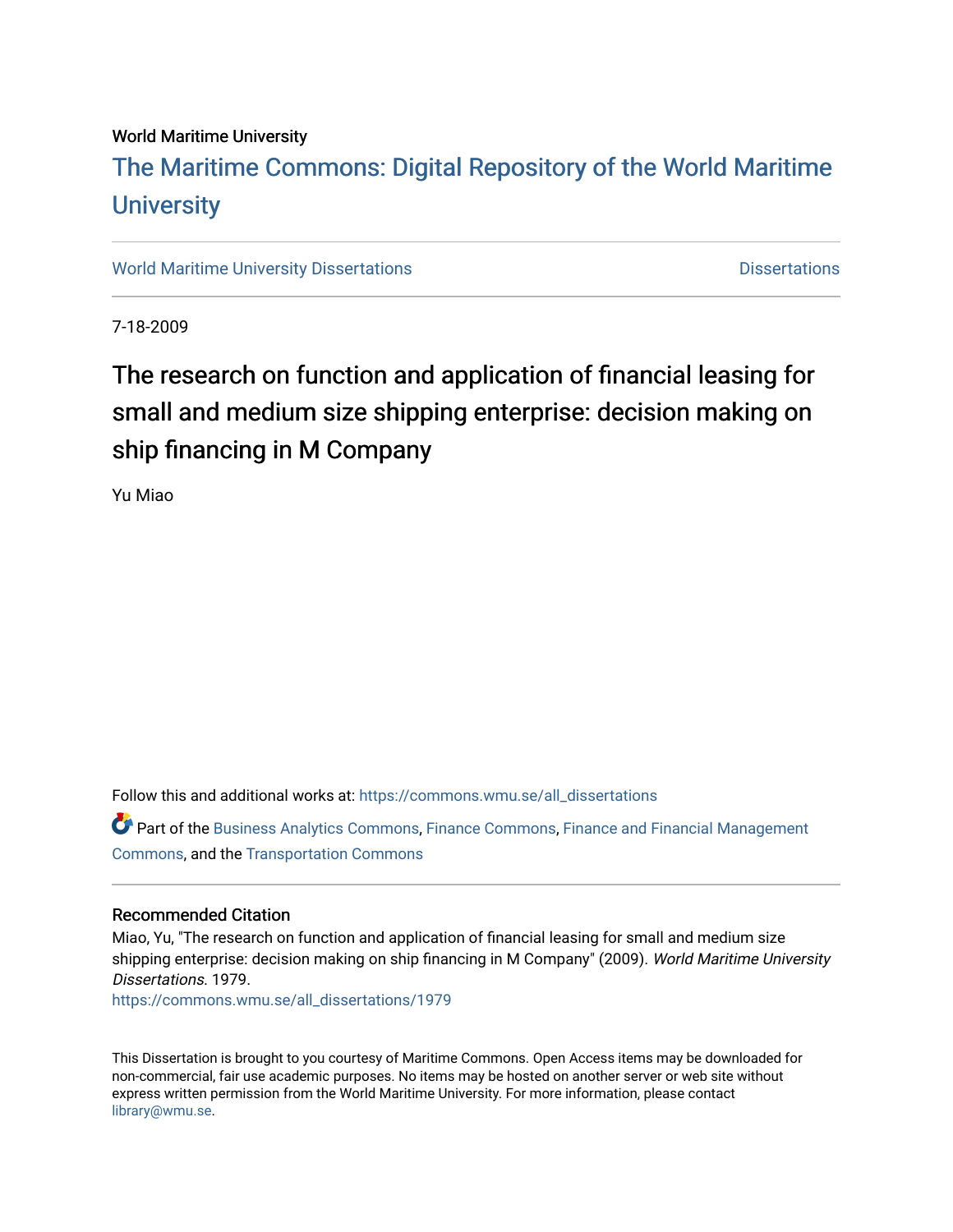World Maritime University

# The Maritime Commons: Digital Repository of the World Maritime University

World Maritime University Dissertations | Dissertations

7-18-2009

# The research on function and application of financial leasing for small and medium size shipping enterprise: decision making on ship financing in M Company

Yu Miao

Follow this and additional works at: https://commons.wmu.se/all_dissertations

Part of the Business Analytics Commons, Finance Commons, Finance and Financial Management Commons, and the Transportation Commons

## Recommended Citation

Miao, Yu, "The research on function and application of financial leasing for small and medium size shipping enterprise: decision making on ship financing in M Company" (2009). *World Maritime University Dissertations*. 1979.
https://commons.wmu.se/all_dissertations/1979

This Dissertation is brought to you courtesy of Maritime Commons. Open Access items may be downloaded for non-commercial, fair use academic purposes. No items may be hosted on another server or web site without express written permission from the World Maritime University. For more information, please contact library@wmu.se.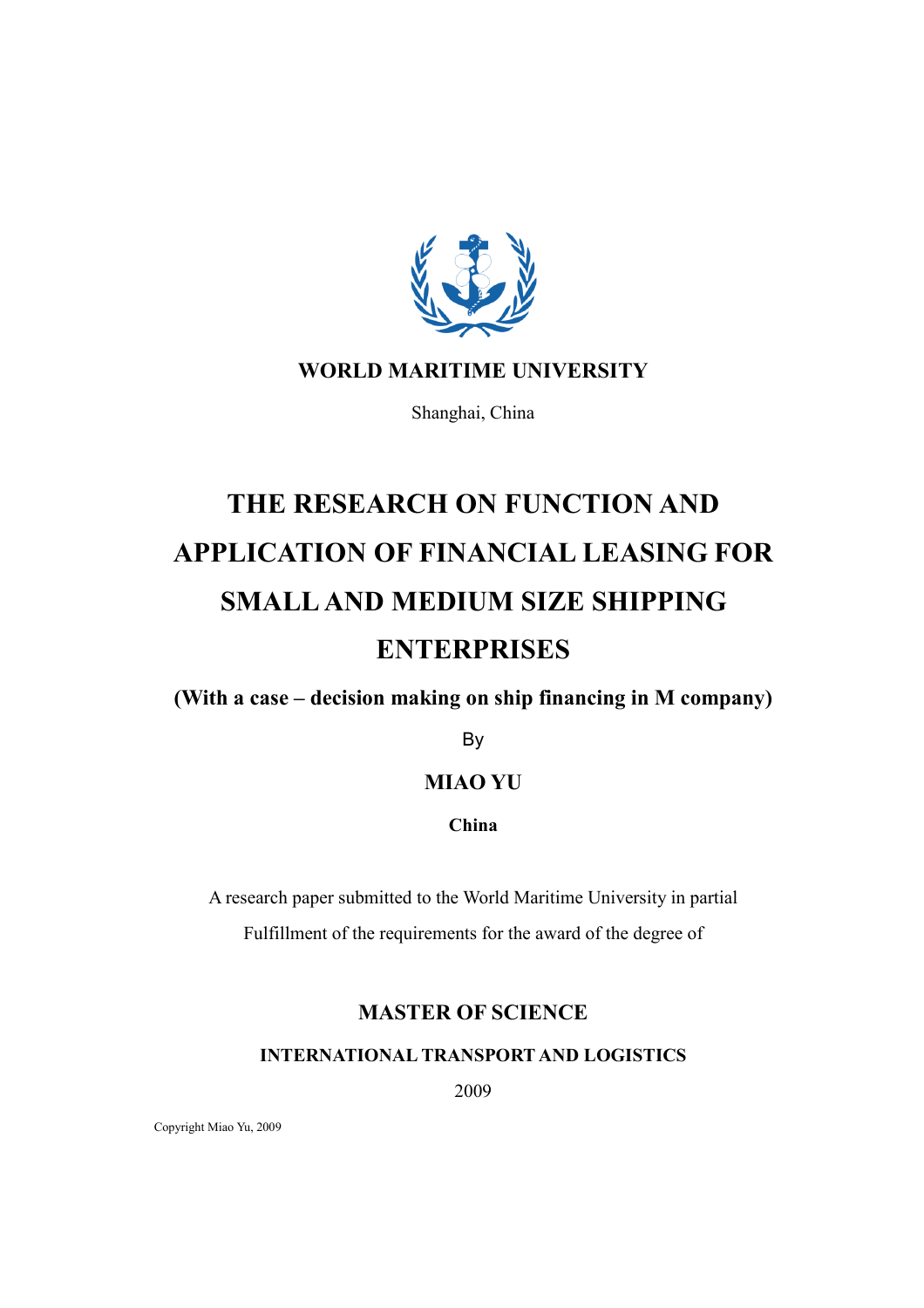**WORLD MARITIME UNIVERSITY**

Shanghai, China

# THE RESEARCH ON FUNCTION AND APPLICATION OF FINANCIAL LEASING FOR SMALL AND MEDIUM SIZE SHIPPING ENTERPRISES

**(With a case – decision making on ship financing in M company)**

By

**MIAO YU**

**China**

A research paper submitted to the World Maritime University in partial Fulfillment of the requirements for the award of the degree of

**MASTER OF SCIENCE**

**INTERNATIONAL TRANSPORT AND LOGISTICS**

2009

Copyright Miao Yu, 2009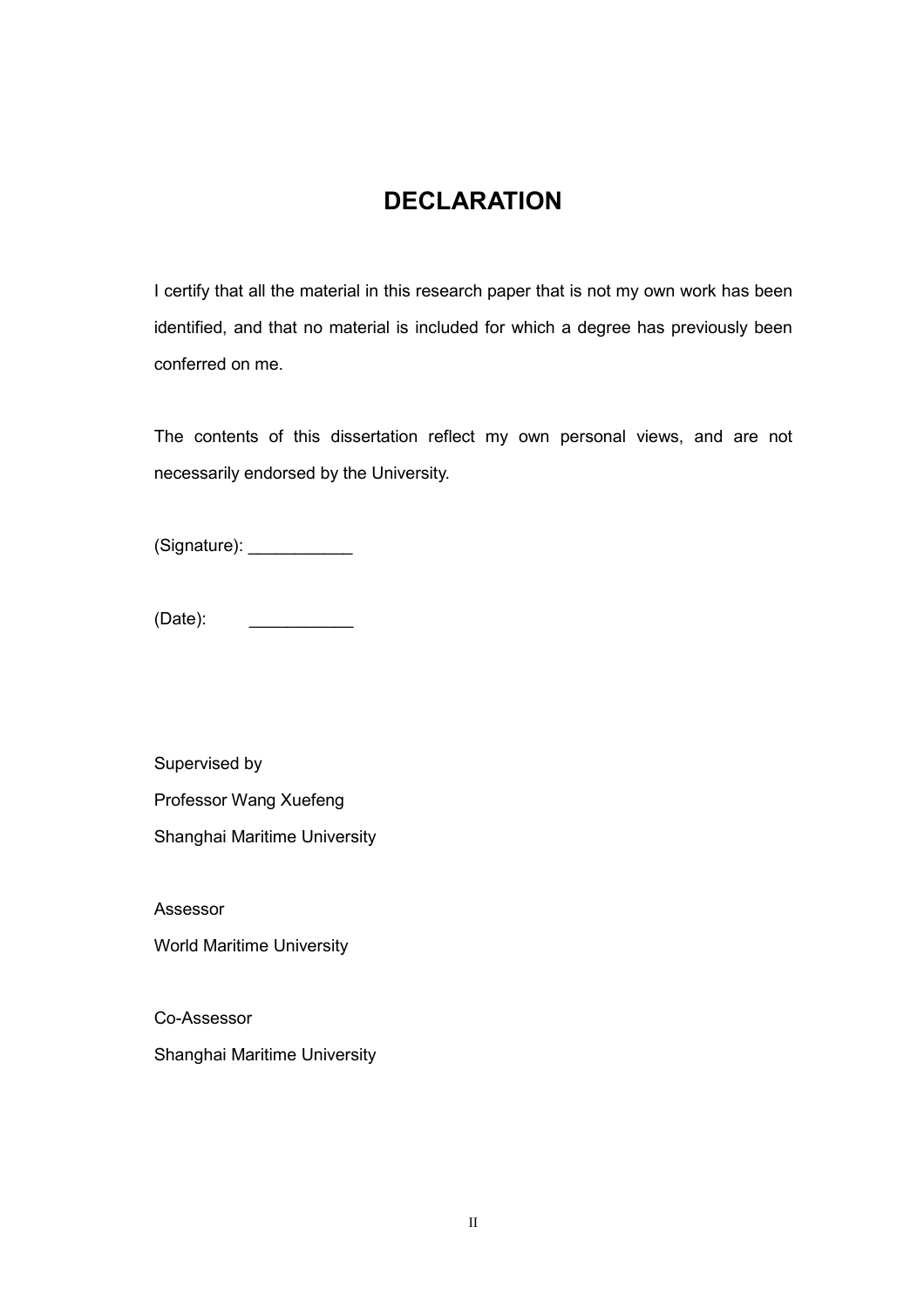# DECLARATION

I certify that all the material in this research paper that is not my own work has been identified, and that no material is included for which a degree has previously been conferred on me.

The contents of this dissertation reflect my own personal views, and are not necessarily endorsed by the University.

(Signature): ___________

(Date): ___________

Supervised by

Professor Wang Xuefeng

Shanghai Maritime University

Assessor

World Maritime University

Co-Assessor

Shanghai Maritime University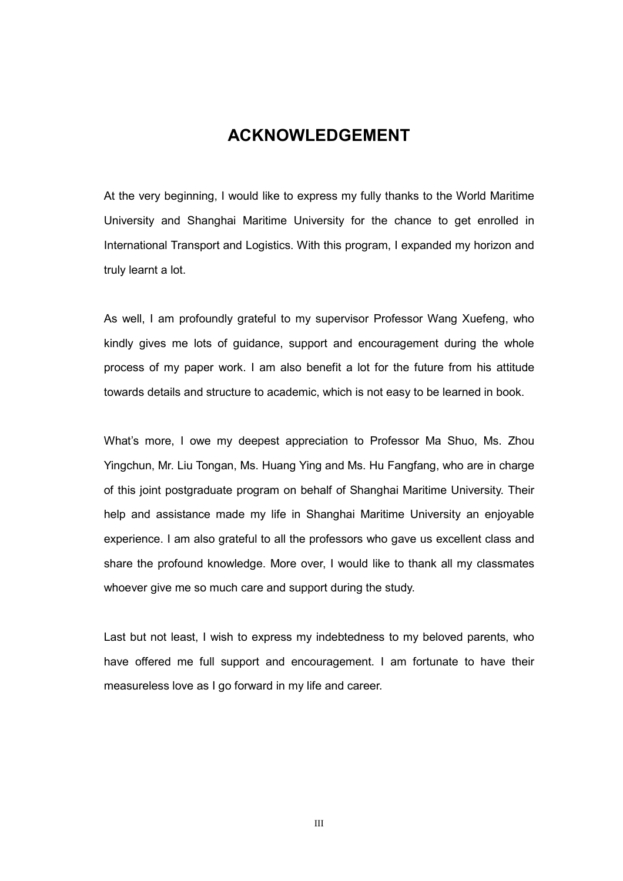# ACKNOWLEDGEMENT

At the very beginning, I would like to express my fully thanks to the World Maritime University and Shanghai Maritime University for the chance to get enrolled in International Transport and Logistics. With this program, I expanded my horizon and truly learnt a lot.

As well, I am profoundly grateful to my supervisor Professor Wang Xuefeng, who kindly gives me lots of guidance, support and encouragement during the whole process of my paper work. I am also benefit a lot for the future from his attitude towards details and structure to academic, which is not easy to be learned in book.

What's more, I owe my deepest appreciation to Professor Ma Shuo, Ms. Zhou Yingchun, Mr. Liu Tongan, Ms. Huang Ying and Ms. Hu Fangfang, who are in charge of this joint postgraduate program on behalf of Shanghai Maritime University. Their help and assistance made my life in Shanghai Maritime University an enjoyable experience. I am also grateful to all the professors who gave us excellent class and share the profound knowledge. More over, I would like to thank all my classmates whoever give me so much care and support during the study.

Last but not least, I wish to express my indebtedness to my beloved parents, who have offered me full support and encouragement. I am fortunate to have their measureless love as I go forward in my life and career.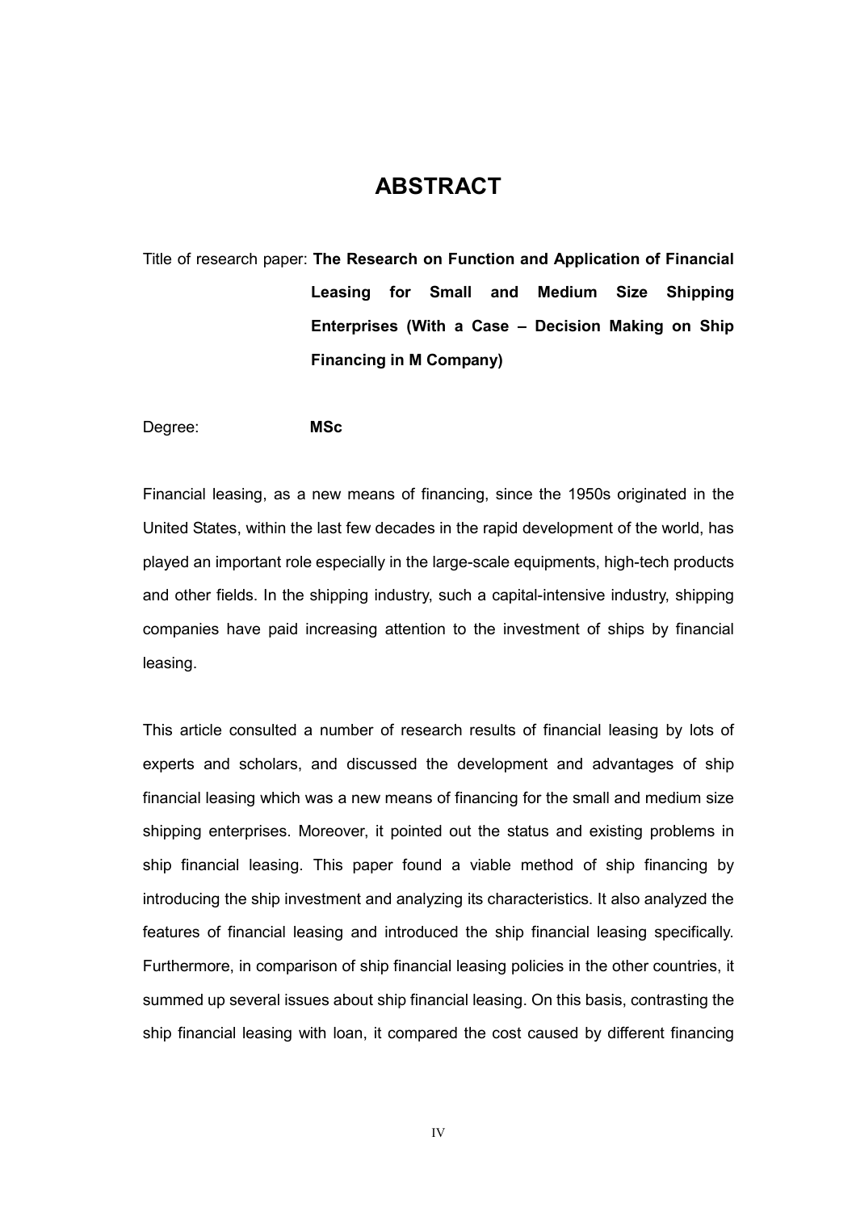# ABSTRACT

Title of research paper: **The Research on Function and Application of Financial Leasing for Small and Medium Size Shipping Enterprises (With a Case – Decision Making on Ship Financing in M Company)**

Degree: **MSc**

Financial leasing, as a new means of financing, since the 1950s originated in the United States, within the last few decades in the rapid development of the world, has played an important role especially in the large-scale equipments, high-tech products and other fields. In the shipping industry, such a capital-intensive industry, shipping companies have paid increasing attention to the investment of ships by financial leasing.

This article consulted a number of research results of financial leasing by lots of experts and scholars, and discussed the development and advantages of ship financial leasing which was a new means of financing for the small and medium size shipping enterprises. Moreover, it pointed out the status and existing problems in ship financial leasing. This paper found a viable method of ship financing by introducing the ship investment and analyzing its characteristics. It also analyzed the features of financial leasing and introduced the ship financial leasing specifically. Furthermore, in comparison of ship financial leasing policies in the other countries, it summed up several issues about ship financial leasing. On this basis, contrasting the ship financial leasing with loan, it compared the cost caused by different financing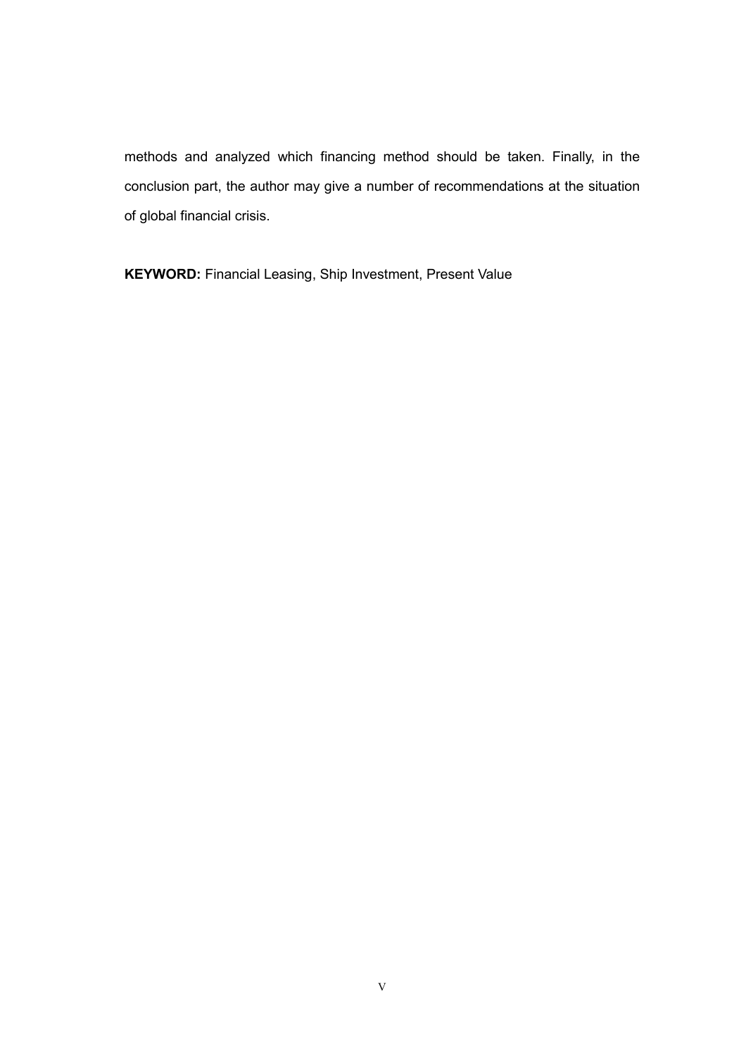methods and analyzed which financing method should be taken. Finally, in the conclusion part, the author may give a number of recommendations at the situation of global financial crisis.

**KEYWORD:** Financial Leasing, Ship Investment, Present Value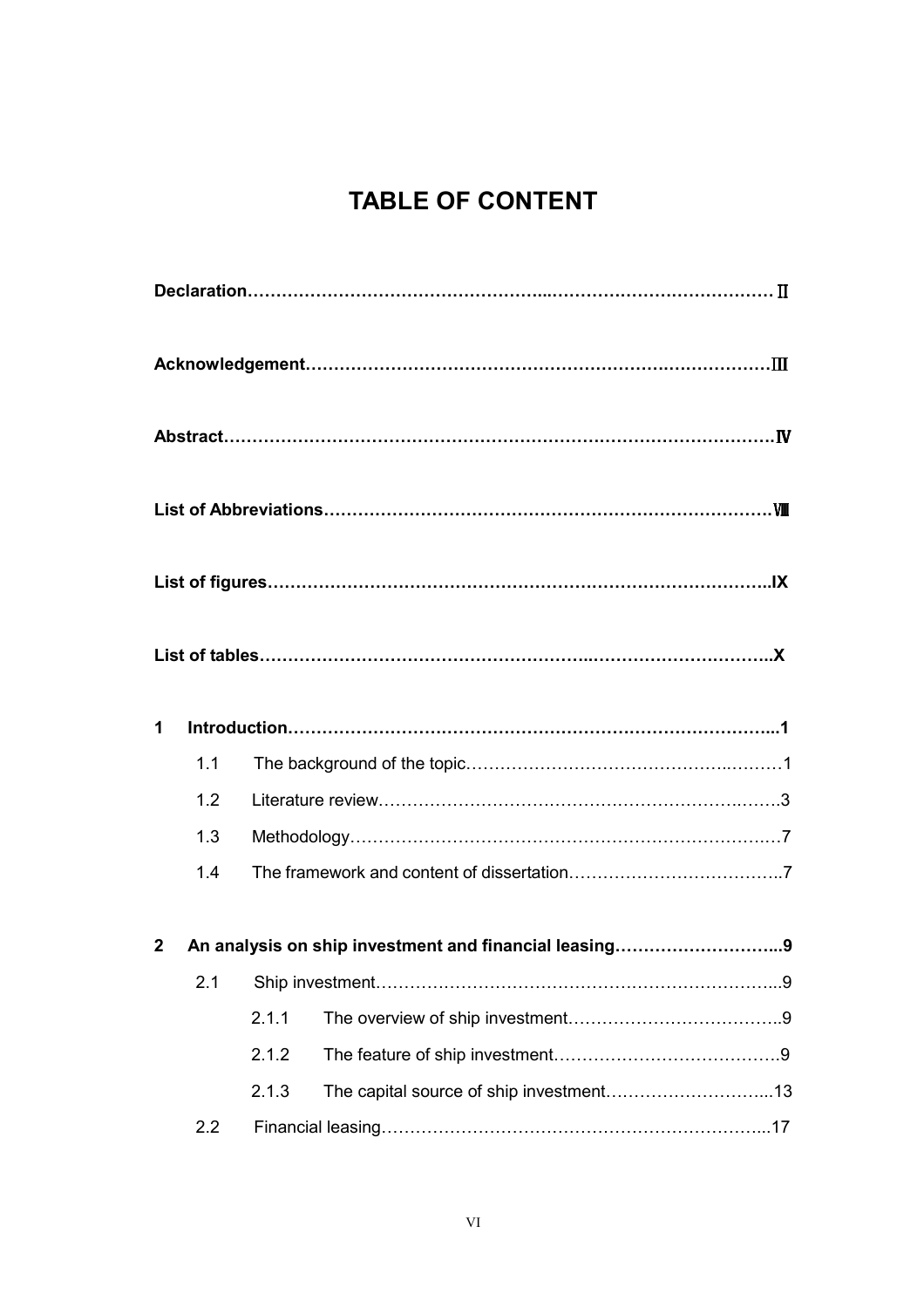# TABLE OF CONTENT

**Declaration…………………………………………..…………………………………Ⅱ**

**Acknowledgement…………………………………………………….………………Ⅲ**

**Abstract………………………………………………………………………………Ⅳ**

**List of Abbreviations…………………………………………………………………Ⅷ**

**List of figures………………………………………………………………………..IX**

**List of tables……………………………………………..…………………………..X**

**1 Introduction……………………………………………………………………...1**

1.1 The background of the topic…………………………………………..….……1

1.2 Literature review……………………………………………………….……..3

1.3 Methodology……………………………………………………………….…7

1.4 The framework and content of dissertation………………………………..7

**2 An analysis on ship investment and financial leasing………………………...9**

2.1 Ship investment……………………………………………………………...9

2.1.1 The overview of ship investment………………………………..9

2.1.2 The feature of ship investment………………………………….9

2.1.3 The capital source of ship investment………………………...13

2.2 Financial leasing…………………………………………………………...17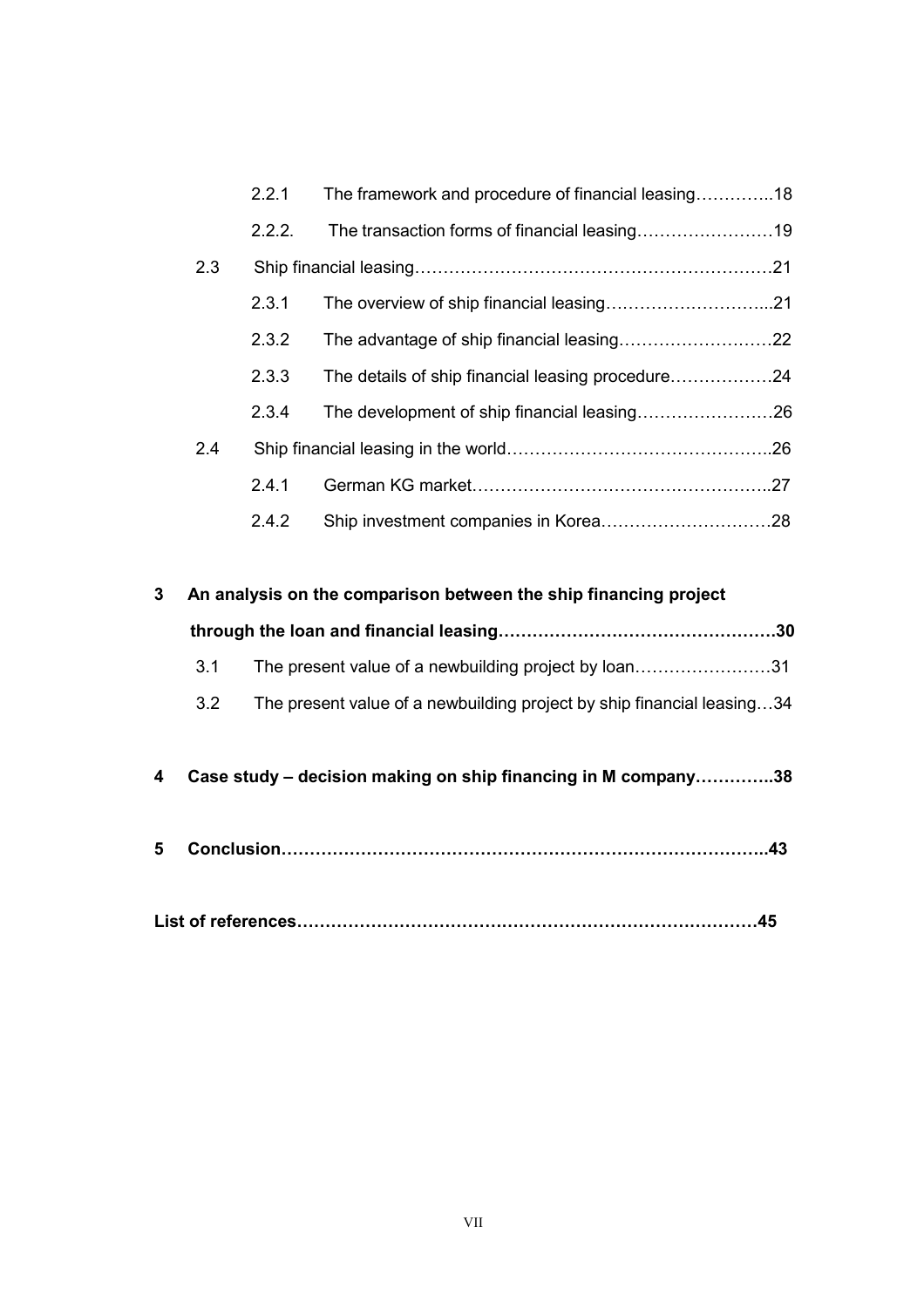2.2.1 The framework and procedure of financial leasing…………..18

2.2.2. The transaction forms of financial leasing……………………19

2.3 Ship financial leasing………………………………………………………21

2.3.1 The overview of ship financial leasing………………………...21

2.3.2 The advantage of ship financial leasing………………………22

2.3.3 The details of ship financial leasing procedure………………24

2.3.4 The development of ship financial leasing……………………26

2.4 Ship financial leasing in the world………………………………………..26

2.4.1 German KG market……………………………………………..27

2.4.2 Ship investment companies in Korea…………………………28

**3 An analysis on the comparison between the ship financing project through the loan and financial leasing…………………………………………30**

3.1 The present value of a newbuilding project by loan……………………31

3.2 The present value of a newbuilding project by ship financial leasing…34

**4 Case study – decision making on ship financing in M company…………..38**

**5 Conclusion…………………………………………………………………………..43**

**List of references………………………………………………………………………45**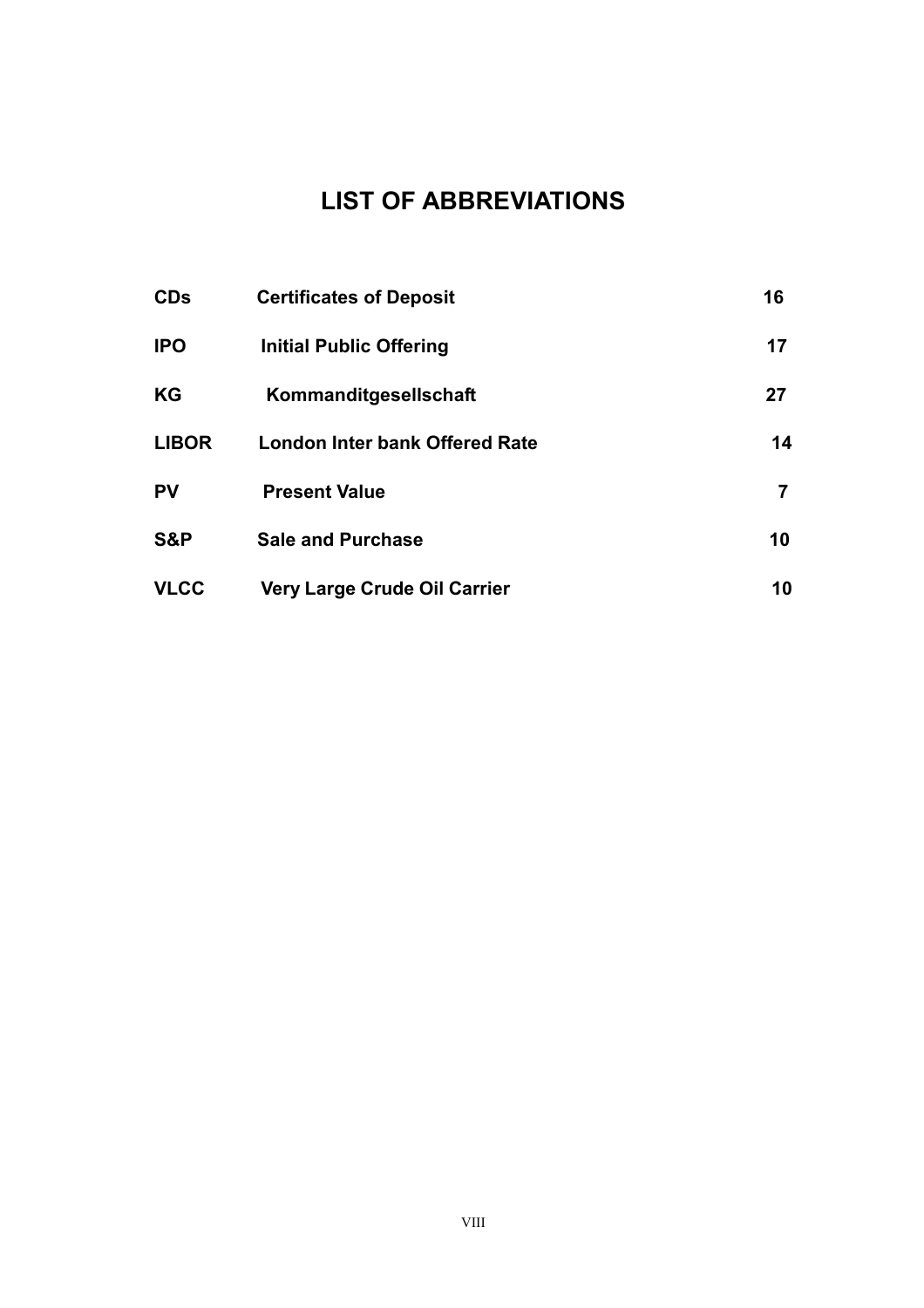# LIST OF ABBREVIATIONS

| | | |
|---|---|---|
| **CDs** | **Certificates of Deposit** | **16** |
| **IPO** | **Initial Public Offering** | **17** |
| **KG** | **Kommanditgesellschaft** | **27** |
| **LIBOR** | **London Inter bank Offered Rate** | **14** |
| **PV** | **Present Value** | **7** |
| **S&P** | **Sale and Purchase** | **10** |
| **VLCC** | **Very Large Crude Oil Carrier** | **10** |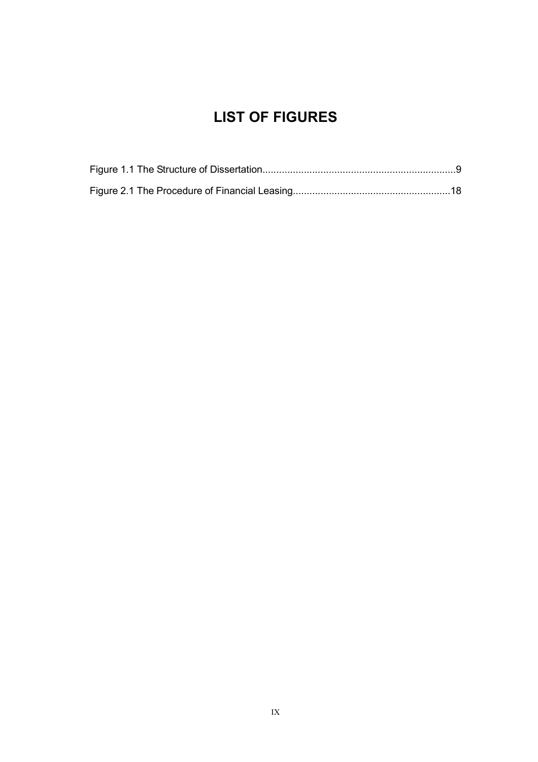# LIST OF FIGURES

Figure 1.1 The Structure of Dissertation......................................................................9

Figure 2.1 The Procedure of Financial Leasing........................................................18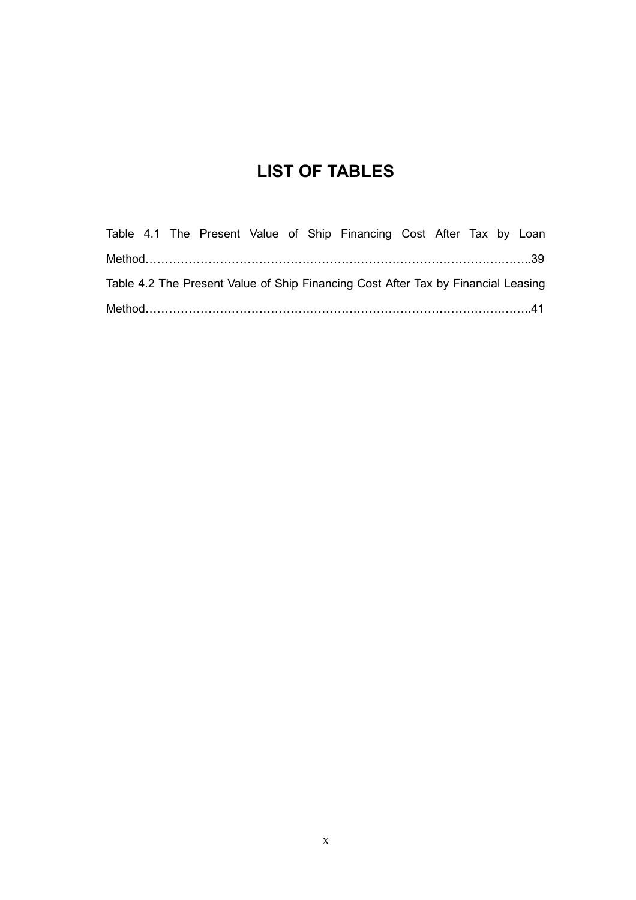# LIST OF TABLES

Table 4.1 The Present Value of Ship Financing Cost After Tax by Loan Method……………………………………………………………………………………..39

Table 4.2 The Present Value of Ship Financing Cost After Tax by Financial Leasing Method……………………………………………………………………………………..41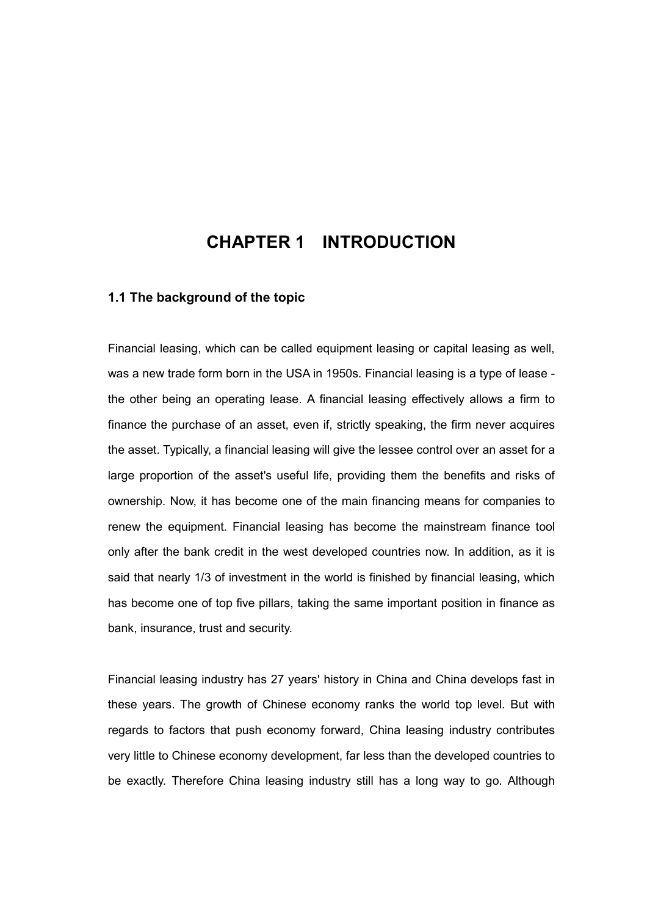# CHAPTER 1 INTRODUCTION

## 1.1 The background of the topic

Financial leasing, which can be called equipment leasing or capital leasing as well, was a new trade form born in the USA in 1950s. Financial leasing is a type of lease - the other being an operating lease. A financial leasing effectively allows a firm to finance the purchase of an asset, even if, strictly speaking, the firm never acquires the asset. Typically, a financial leasing will give the lessee control over an asset for a large proportion of the asset's useful life, providing them the benefits and risks of ownership. Now, it has become one of the main financing means for companies to renew the equipment. Financial leasing has become the mainstream finance tool only after the bank credit in the west developed countries now. In addition, as it is said that nearly 1/3 of investment in the world is finished by financial leasing, which has become one of top five pillars, taking the same important position in finance as bank, insurance, trust and security.

Financial leasing industry has 27 years' history in China and China develops fast in these years. The growth of Chinese economy ranks the world top level. But with regards to factors that push economy forward, China leasing industry contributes very little to Chinese economy development, far less than the developed countries to be exactly. Therefore China leasing industry still has a long way to go. Although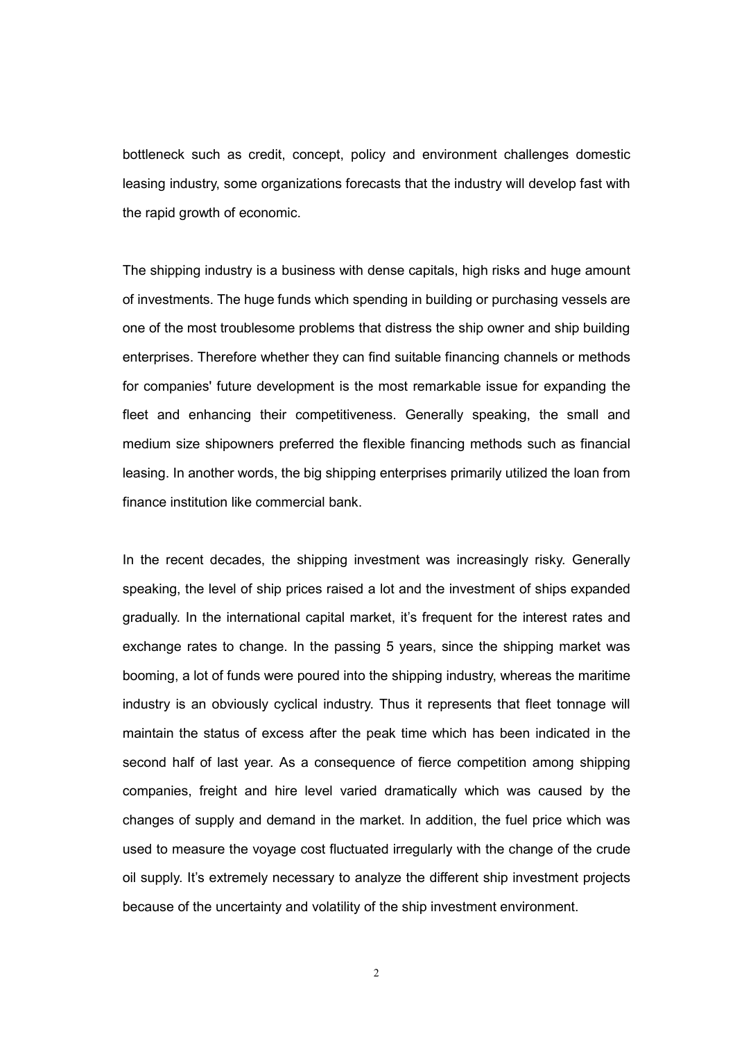bottleneck such as credit, concept, policy and environment challenges domestic leasing industry, some organizations forecasts that the industry will develop fast with the rapid growth of economic.

The shipping industry is a business with dense capitals, high risks and huge amount of investments. The huge funds which spending in building or purchasing vessels are one of the most troublesome problems that distress the ship owner and ship building enterprises. Therefore whether they can find suitable financing channels or methods for companies' future development is the most remarkable issue for expanding the fleet and enhancing their competitiveness. Generally speaking, the small and medium size shipowners preferred the flexible financing methods such as financial leasing. In another words, the big shipping enterprises primarily utilized the loan from finance institution like commercial bank.

In the recent decades, the shipping investment was increasingly risky. Generally speaking, the level of ship prices raised a lot and the investment of ships expanded gradually. In the international capital market, it's frequent for the interest rates and exchange rates to change. In the passing 5 years, since the shipping market was booming, a lot of funds were poured into the shipping industry, whereas the maritime industry is an obviously cyclical industry. Thus it represents that fleet tonnage will maintain the status of excess after the peak time which has been indicated in the second half of last year. As a consequence of fierce competition among shipping companies, freight and hire level varied dramatically which was caused by the changes of supply and demand in the market. In addition, the fuel price which was used to measure the voyage cost fluctuated irregularly with the change of the crude oil supply. It's extremely necessary to analyze the different ship investment projects because of the uncertainty and volatility of the ship investment environment.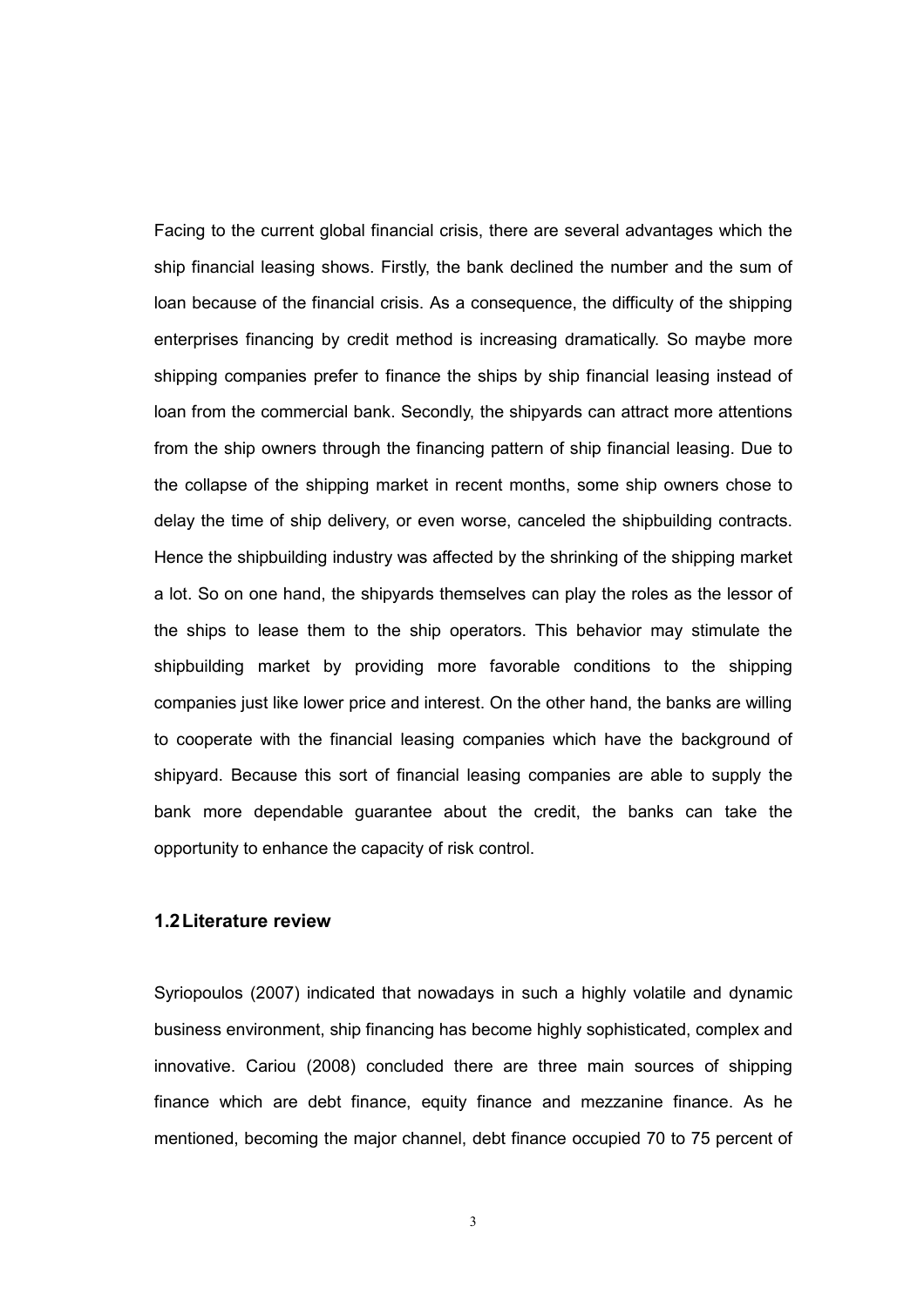Facing to the current global financial crisis, there are several advantages which the ship financial leasing shows. Firstly, the bank declined the number and the sum of loan because of the financial crisis. As a consequence, the difficulty of the shipping enterprises financing by credit method is increasing dramatically. So maybe more shipping companies prefer to finance the ships by ship financial leasing instead of loan from the commercial bank. Secondly, the shipyards can attract more attentions from the ship owners through the financing pattern of ship financial leasing. Due to the collapse of the shipping market in recent months, some ship owners chose to delay the time of ship delivery, or even worse, canceled the shipbuilding contracts. Hence the shipbuilding industry was affected by the shrinking of the shipping market a lot. So on one hand, the shipyards themselves can play the roles as the lessor of the ships to lease them to the ship operators. This behavior may stimulate the shipbuilding market by providing more favorable conditions to the shipping companies just like lower price and interest. On the other hand, the banks are willing to cooperate with the financial leasing companies which have the background of shipyard. Because this sort of financial leasing companies are able to supply the bank more dependable guarantee about the credit, the banks can take the opportunity to enhance the capacity of risk control.

## 1.2 Literature review

Syriopoulos (2007) indicated that nowadays in such a highly volatile and dynamic business environment, ship financing has become highly sophisticated, complex and innovative. Cariou (2008) concluded there are three main sources of shipping finance which are debt finance, equity finance and mezzanine finance. As he mentioned, becoming the major channel, debt finance occupied 70 to 75 percent of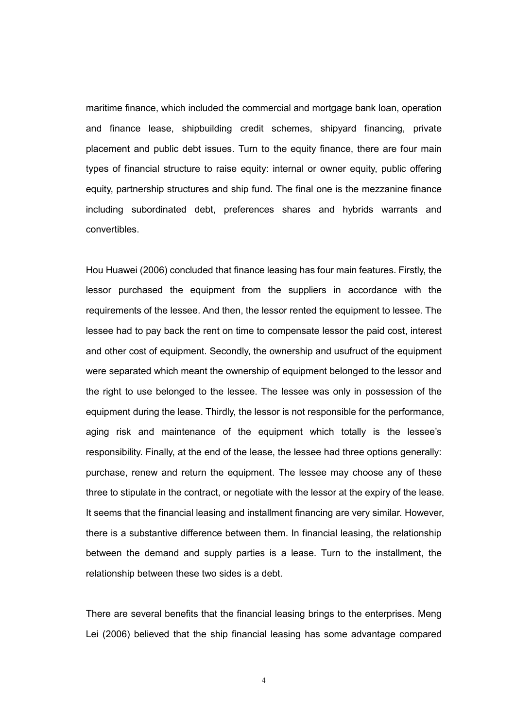maritime finance, which included the commercial and mortgage bank loan, operation and finance lease, shipbuilding credit schemes, shipyard financing, private placement and public debt issues. Turn to the equity finance, there are four main types of financial structure to raise equity: internal or owner equity, public offering equity, partnership structures and ship fund. The final one is the mezzanine finance including subordinated debt, preferences shares and hybrids warrants and convertibles.

Hou Huawei (2006) concluded that finance leasing has four main features. Firstly, the lessor purchased the equipment from the suppliers in accordance with the requirements of the lessee. And then, the lessor rented the equipment to lessee. The lessee had to pay back the rent on time to compensate lessor the paid cost, interest and other cost of equipment. Secondly, the ownership and usufruct of the equipment were separated which meant the ownership of equipment belonged to the lessor and the right to use belonged to the lessee. The lessee was only in possession of the equipment during the lease. Thirdly, the lessor is not responsible for the performance, aging risk and maintenance of the equipment which totally is the lessee's responsibility. Finally, at the end of the lease, the lessee had three options generally: purchase, renew and return the equipment. The lessee may choose any of these three to stipulate in the contract, or negotiate with the lessor at the expiry of the lease. It seems that the financial leasing and installment financing are very similar. However, there is a substantive difference between them. In financial leasing, the relationship between the demand and supply parties is a lease. Turn to the installment, the relationship between these two sides is a debt.

There are several benefits that the financial leasing brings to the enterprises. Meng Lei (2006) believed that the ship financial leasing has some advantage compared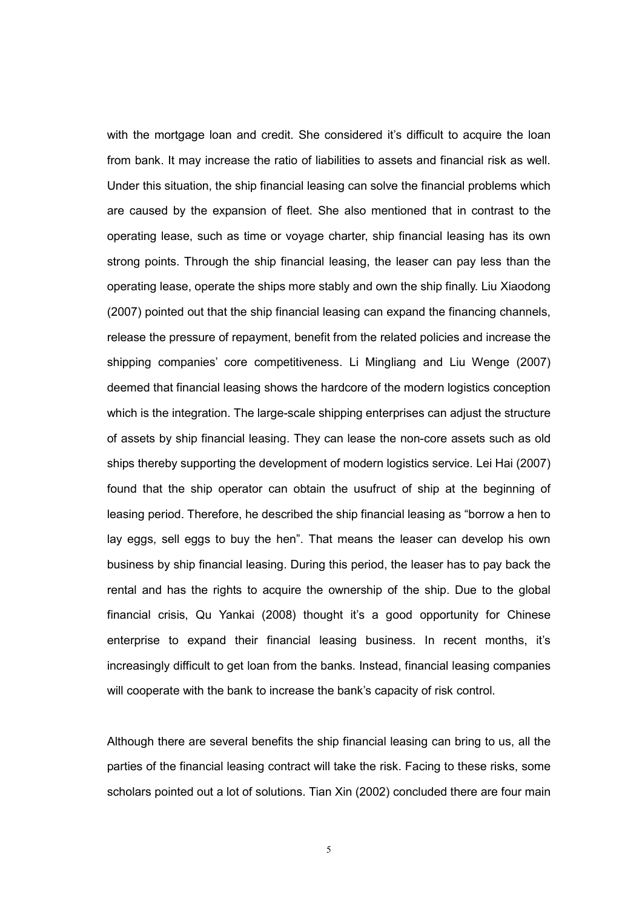with the mortgage loan and credit. She considered it's difficult to acquire the loan from bank. It may increase the ratio of liabilities to assets and financial risk as well. Under this situation, the ship financial leasing can solve the financial problems which are caused by the expansion of fleet. She also mentioned that in contrast to the operating lease, such as time or voyage charter, ship financial leasing has its own strong points. Through the ship financial leasing, the leaser can pay less than the operating lease, operate the ships more stably and own the ship finally. Liu Xiaodong (2007) pointed out that the ship financial leasing can expand the financing channels, release the pressure of repayment, benefit from the related policies and increase the shipping companies' core competitiveness. Li Mingliang and Liu Wenge (2007) deemed that financial leasing shows the hardcore of the modern logistics conception which is the integration. The large-scale shipping enterprises can adjust the structure of assets by ship financial leasing. They can lease the non-core assets such as old ships thereby supporting the development of modern logistics service. Lei Hai (2007) found that the ship operator can obtain the usufruct of ship at the beginning of leasing period. Therefore, he described the ship financial leasing as "borrow a hen to lay eggs, sell eggs to buy the hen". That means the leaser can develop his own business by ship financial leasing. During this period, the leaser has to pay back the rental and has the rights to acquire the ownership of the ship. Due to the global financial crisis, Qu Yankai (2008) thought it's a good opportunity for Chinese enterprise to expand their financial leasing business. In recent months, it's increasingly difficult to get loan from the banks. Instead, financial leasing companies will cooperate with the bank to increase the bank's capacity of risk control.

Although there are several benefits the ship financial leasing can bring to us, all the parties of the financial leasing contract will take the risk. Facing to these risks, some scholars pointed out a lot of solutions. Tian Xin (2002) concluded there are four main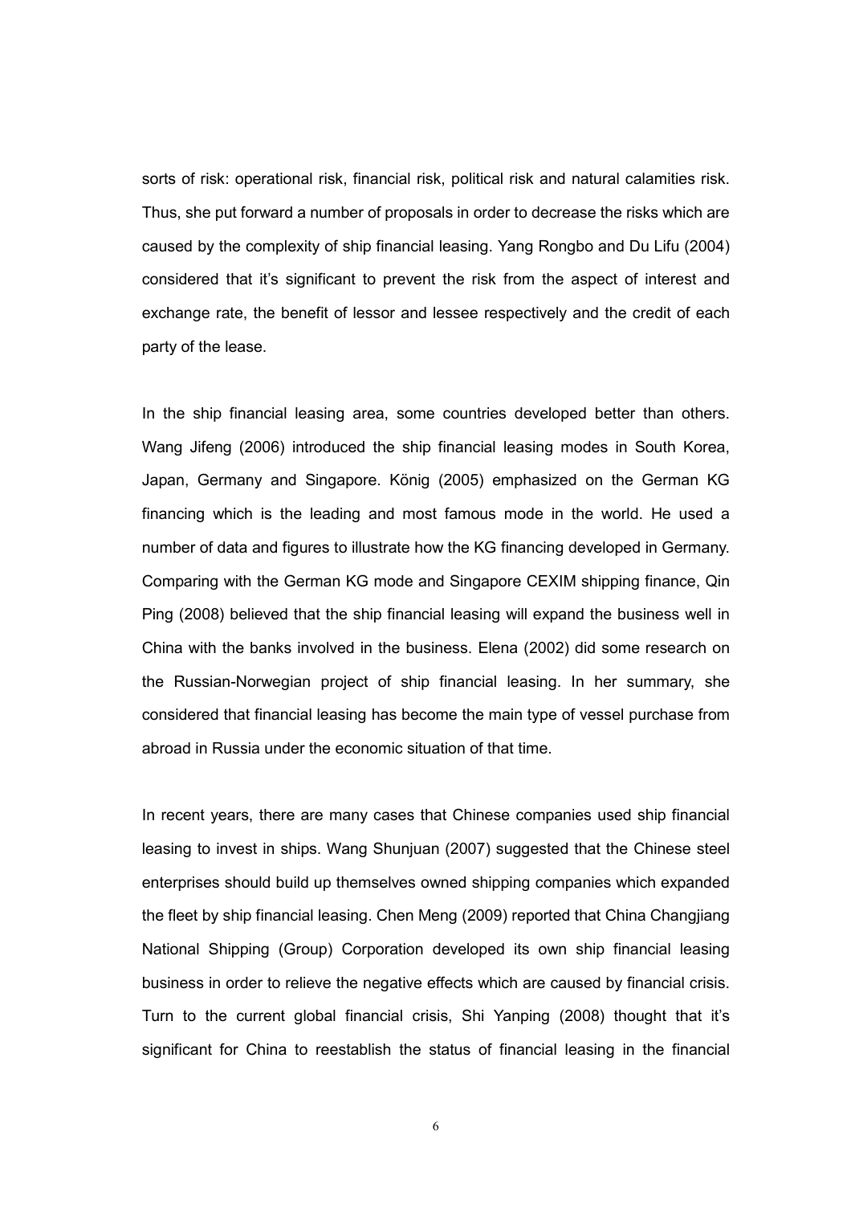sorts of risk: operational risk, financial risk, political risk and natural calamities risk. Thus, she put forward a number of proposals in order to decrease the risks which are caused by the complexity of ship financial leasing. Yang Rongbo and Du Lifu (2004) considered that it's significant to prevent the risk from the aspect of interest and exchange rate, the benefit of lessor and lessee respectively and the credit of each party of the lease.

In the ship financial leasing area, some countries developed better than others. Wang Jifeng (2006) introduced the ship financial leasing modes in South Korea, Japan, Germany and Singapore. König (2005) emphasized on the German KG financing which is the leading and most famous mode in the world. He used a number of data and figures to illustrate how the KG financing developed in Germany. Comparing with the German KG mode and Singapore CEXIM shipping finance, Qin Ping (2008) believed that the ship financial leasing will expand the business well in China with the banks involved in the business. Elena (2002) did some research on the Russian-Norwegian project of ship financial leasing. In her summary, she considered that financial leasing has become the main type of vessel purchase from abroad in Russia under the economic situation of that time.

In recent years, there are many cases that Chinese companies used ship financial leasing to invest in ships. Wang Shunjuan (2007) suggested that the Chinese steel enterprises should build up themselves owned shipping companies which expanded the fleet by ship financial leasing. Chen Meng (2009) reported that China Changjiang National Shipping (Group) Corporation developed its own ship financial leasing business in order to relieve the negative effects which are caused by financial crisis. Turn to the current global financial crisis, Shi Yanping (2008) thought that it's significant for China to reestablish the status of financial leasing in the financial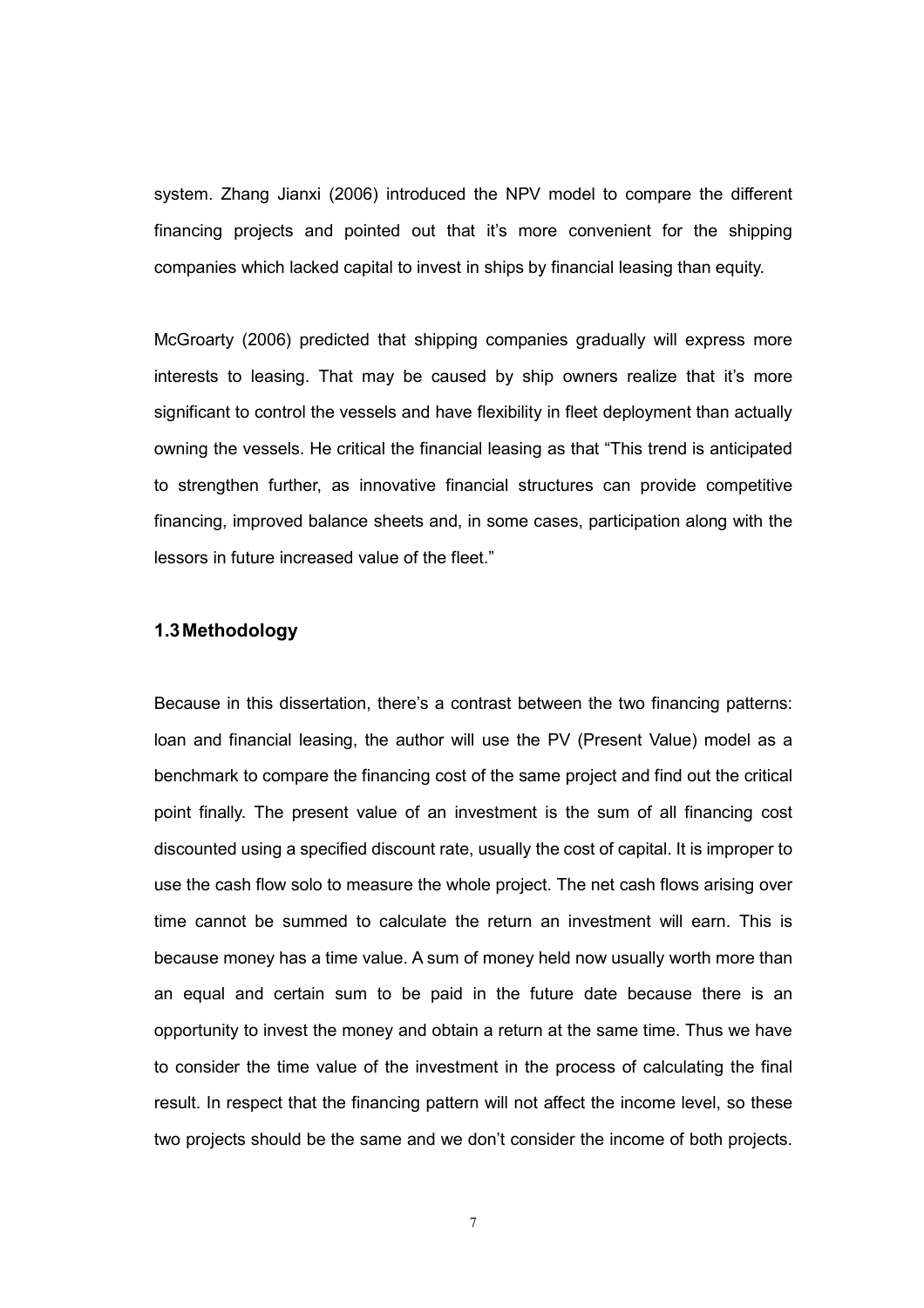system. Zhang Jianxi (2006) introduced the NPV model to compare the different financing projects and pointed out that it's more convenient for the shipping companies which lacked capital to invest in ships by financial leasing than equity.

McGroarty (2006) predicted that shipping companies gradually will express more interests to leasing. That may be caused by ship owners realize that it's more significant to control the vessels and have flexibility in fleet deployment than actually owning the vessels. He critical the financial leasing as that "This trend is anticipated to strengthen further, as innovative financial structures can provide competitive financing, improved balance sheets and, in some cases, participation along with the lessors in future increased value of the fleet."

### 1.3 Methodology

Because in this dissertation, there's a contrast between the two financing patterns: loan and financial leasing, the author will use the PV (Present Value) model as a benchmark to compare the financing cost of the same project and find out the critical point finally. The present value of an investment is the sum of all financing cost discounted using a specified discount rate, usually the cost of capital. It is improper to use the cash flow solo to measure the whole project. The net cash flows arising over time cannot be summed to calculate the return an investment will earn. This is because money has a time value. A sum of money held now usually worth more than an equal and certain sum to be paid in the future date because there is an opportunity to invest the money and obtain a return at the same time. Thus we have to consider the time value of the investment in the process of calculating the final result. In respect that the financing pattern will not affect the income level, so these two projects should be the same and we don't consider the income of both projects.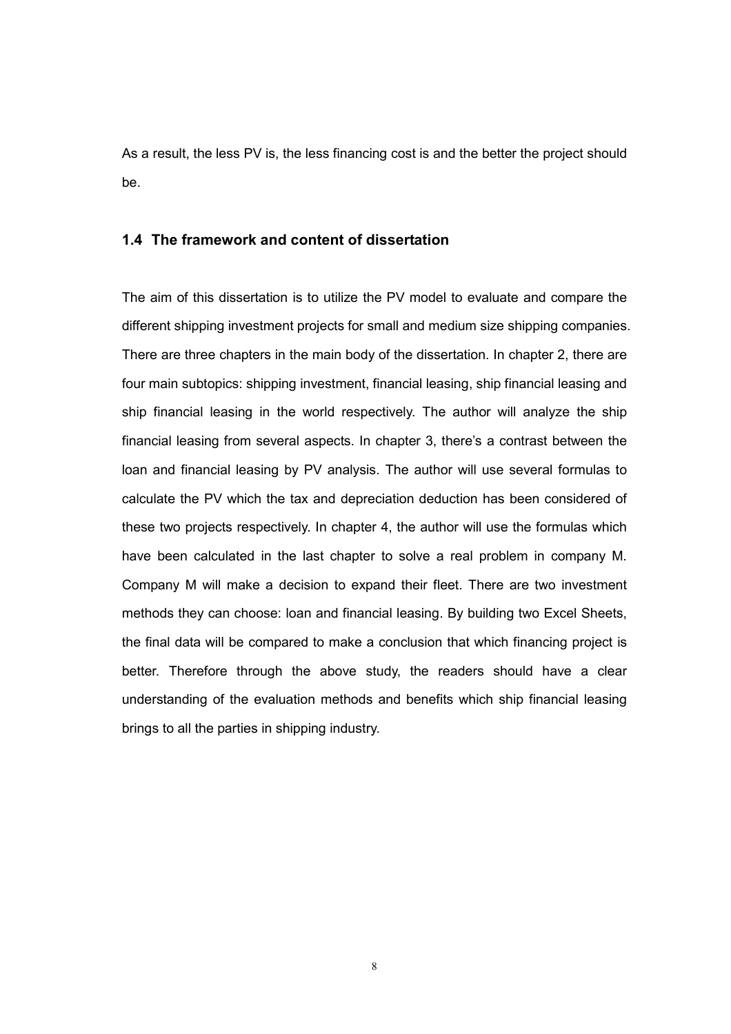As a result, the less PV is, the less financing cost is and the better the project should be.

### 1.4 The framework and content of dissertation

The aim of this dissertation is to utilize the PV model to evaluate and compare the different shipping investment projects for small and medium size shipping companies. There are three chapters in the main body of the dissertation. In chapter 2, there are four main subtopics: shipping investment, financial leasing, ship financial leasing and ship financial leasing in the world respectively. The author will analyze the ship financial leasing from several aspects. In chapter 3, there's a contrast between the loan and financial leasing by PV analysis. The author will use several formulas to calculate the PV which the tax and depreciation deduction has been considered of these two projects respectively. In chapter 4, the author will use the formulas which have been calculated in the last chapter to solve a real problem in company M. Company M will make a decision to expand their fleet. There are two investment methods they can choose: loan and financial leasing. By building two Excel Sheets, the final data will be compared to make a conclusion that which financing project is better. Therefore through the above study, the readers should have a clear understanding of the evaluation methods and benefits which ship financial leasing brings to all the parties in shipping industry.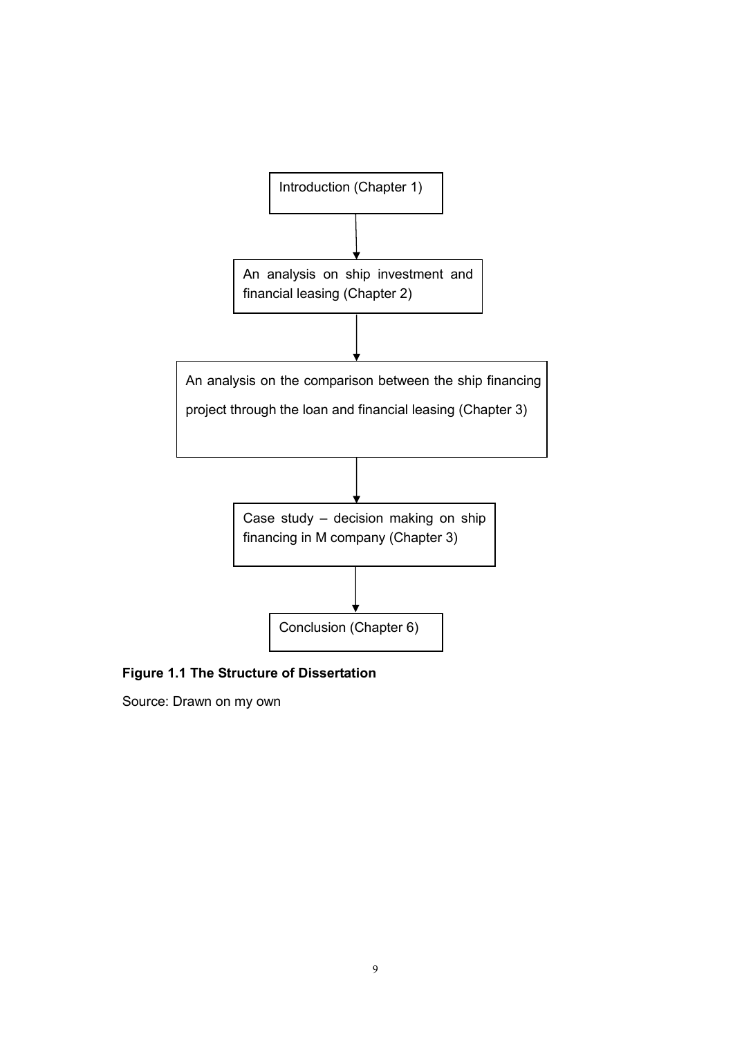Introduction (Chapter 1)

↓

An analysis on ship investment and financial leasing (Chapter 2)

↓

An analysis on the comparison between the ship financing project through the loan and financial leasing (Chapter 3)

↓

Case study – decision making on ship financing in M company (Chapter 3)

↓

Conclusion (Chapter 6)

**Figure 1.1 The Structure of Dissertation**

Source: Drawn on my own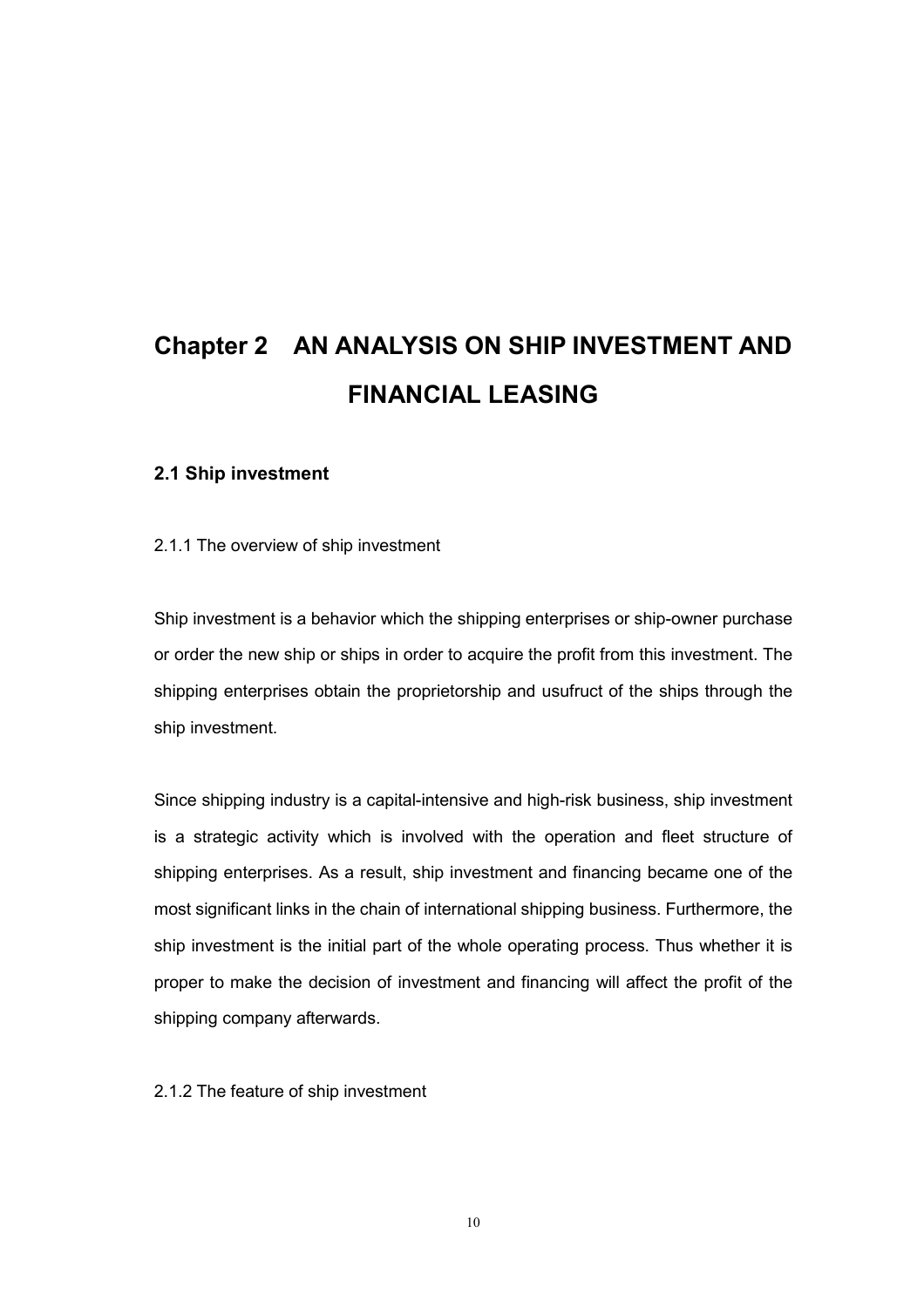# Chapter 2 AN ANALYSIS ON SHIP INVESTMENT AND FINANCIAL LEASING

## 2.1 Ship investment

### 2.1.1 The overview of ship investment

Ship investment is a behavior which the shipping enterprises or ship-owner purchase or order the new ship or ships in order to acquire the profit from this investment. The shipping enterprises obtain the proprietorship and usufruct of the ships through the ship investment.

Since shipping industry is a capital-intensive and high-risk business, ship investment is a strategic activity which is involved with the operation and fleet structure of shipping enterprises. As a result, ship investment and financing became one of the most significant links in the chain of international shipping business. Furthermore, the ship investment is the initial part of the whole operating process. Thus whether it is proper to make the decision of investment and financing will affect the profit of the shipping company afterwards.

### 2.1.2 The feature of ship investment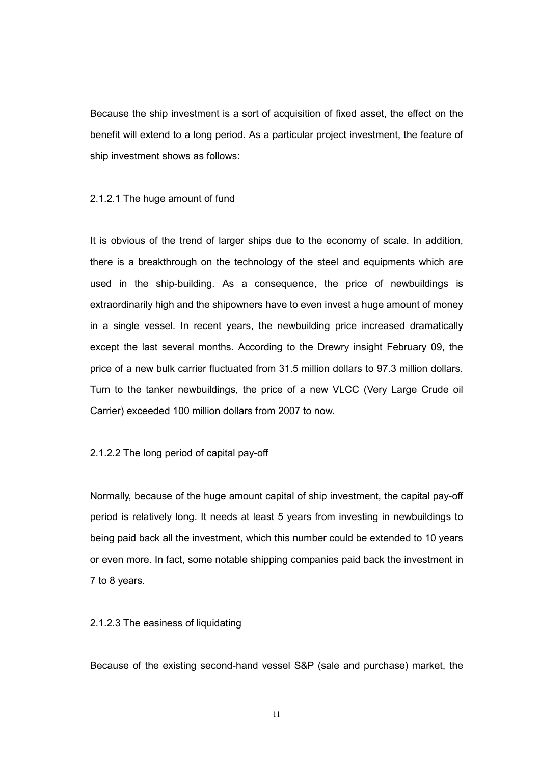Because the ship investment is a sort of acquisition of fixed asset, the effect on the benefit will extend to a long period. As a particular project investment, the feature of ship investment shows as follows:

#### 2.1.2.1 The huge amount of fund

It is obvious of the trend of larger ships due to the economy of scale. In addition, there is a breakthrough on the technology of the steel and equipments which are used in the ship-building. As a consequence, the price of newbuildings is extraordinarily high and the shipowners have to even invest a huge amount of money in a single vessel. In recent years, the newbuilding price increased dramatically except the last several months. According to the Drewry insight February 09, the price of a new bulk carrier fluctuated from 31.5 million dollars to 97.3 million dollars. Turn to the tanker newbuildings, the price of a new VLCC (Very Large Crude oil Carrier) exceeded 100 million dollars from 2007 to now.

#### 2.1.2.2 The long period of capital pay-off

Normally, because of the huge amount capital of ship investment, the capital pay-off period is relatively long. It needs at least 5 years from investing in newbuildings to being paid back all the investment, which this number could be extended to 10 years or even more. In fact, some notable shipping companies paid back the investment in 7 to 8 years.

#### 2.1.2.3 The easiness of liquidating

Because of the existing second-hand vessel S&P (sale and purchase) market, the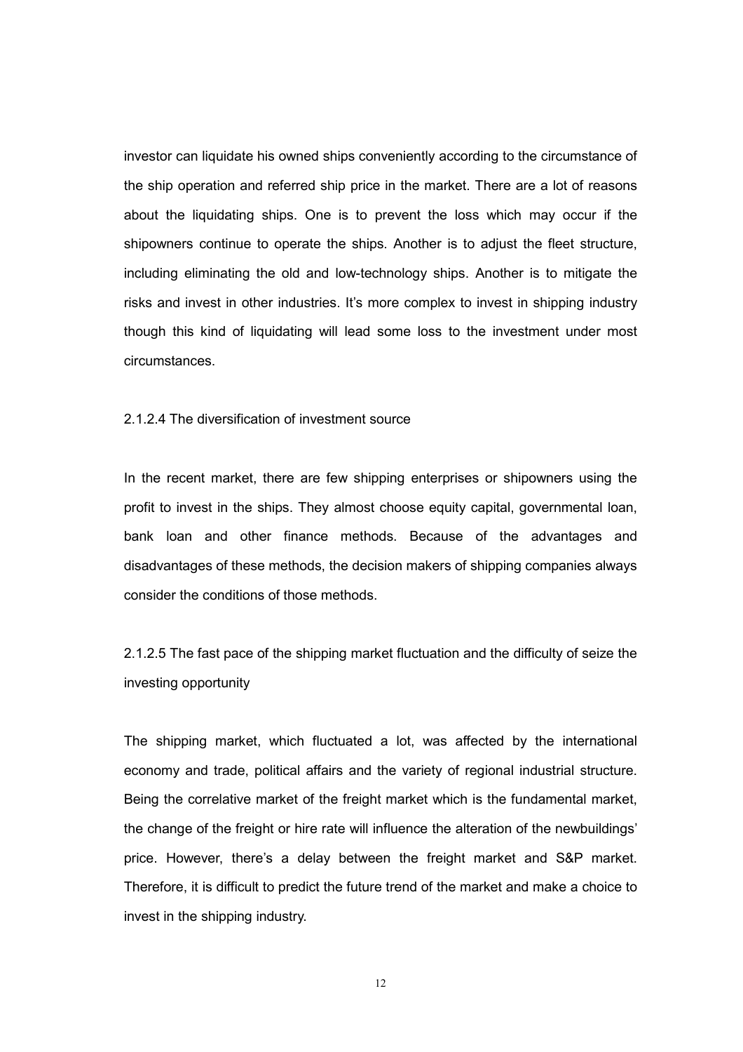investor can liquidate his owned ships conveniently according to the circumstance of the ship operation and referred ship price in the market. There are a lot of reasons about the liquidating ships. One is to prevent the loss which may occur if the shipowners continue to operate the ships. Another is to adjust the fleet structure, including eliminating the old and low-technology ships. Another is to mitigate the risks and invest in other industries. It's more complex to invest in shipping industry though this kind of liquidating will lead some loss to the investment under most circumstances.

#### 2.1.2.4 The diversification of investment source

In the recent market, there are few shipping enterprises or shipowners using the profit to invest in the ships. They almost choose equity capital, governmental loan, bank loan and other finance methods. Because of the advantages and disadvantages of these methods, the decision makers of shipping companies always consider the conditions of those methods.

#### 2.1.2.5 The fast pace of the shipping market fluctuation and the difficulty of seize the investing opportunity

The shipping market, which fluctuated a lot, was affected by the international economy and trade, political affairs and the variety of regional industrial structure. Being the correlative market of the freight market which is the fundamental market, the change of the freight or hire rate will influence the alteration of the newbuildings' price. However, there's a delay between the freight market and S&P market. Therefore, it is difficult to predict the future trend of the market and make a choice to invest in the shipping industry.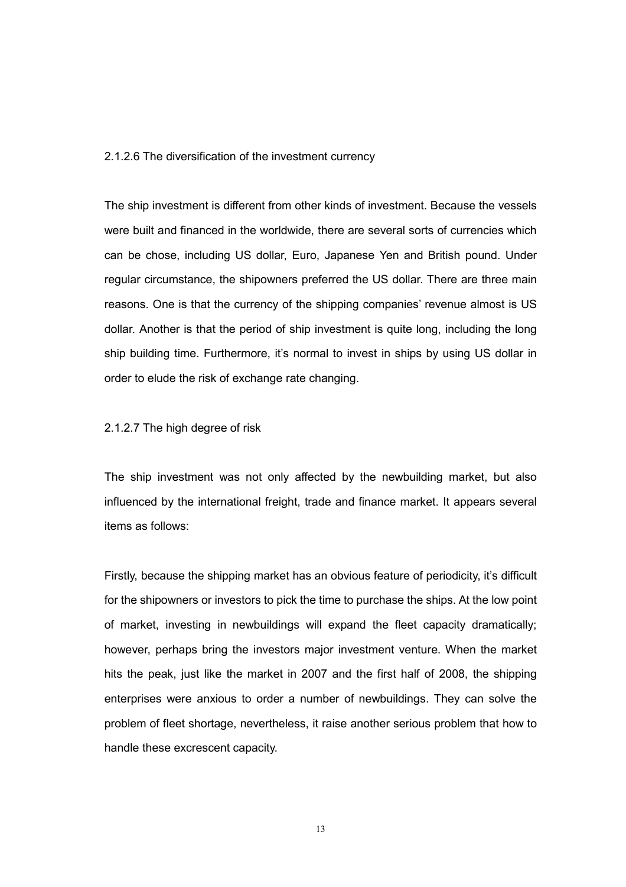#### 2.1.2.6 The diversification of the investment currency

The ship investment is different from other kinds of investment. Because the vessels were built and financed in the worldwide, there are several sorts of currencies which can be chose, including US dollar, Euro, Japanese Yen and British pound. Under regular circumstance, the shipowners preferred the US dollar. There are three main reasons. One is that the currency of the shipping companies' revenue almost is US dollar. Another is that the period of ship investment is quite long, including the long ship building time. Furthermore, it's normal to invest in ships by using US dollar in order to elude the risk of exchange rate changing.

#### 2.1.2.7 The high degree of risk

The ship investment was not only affected by the newbuilding market, but also influenced by the international freight, trade and finance market. It appears several items as follows:

Firstly, because the shipping market has an obvious feature of periodicity, it's difficult for the shipowners or investors to pick the time to purchase the ships. At the low point of market, investing in newbuildings will expand the fleet capacity dramatically; however, perhaps bring the investors major investment venture. When the market hits the peak, just like the market in 2007 and the first half of 2008, the shipping enterprises were anxious to order a number of newbuildings. They can solve the problem of fleet shortage, nevertheless, it raise another serious problem that how to handle these excrescent capacity.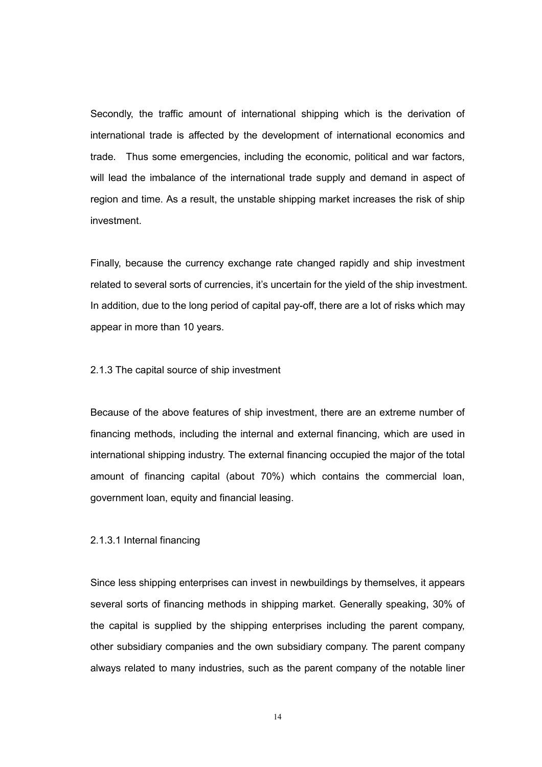Secondly, the traffic amount of international shipping which is the derivation of international trade is affected by the development of international economics and trade. Thus some emergencies, including the economic, political and war factors, will lead the imbalance of the international trade supply and demand in aspect of region and time. As a result, the unstable shipping market increases the risk of ship investment.

Finally, because the currency exchange rate changed rapidly and ship investment related to several sorts of currencies, it's uncertain for the yield of the ship investment. In addition, due to the long period of capital pay-off, there are a lot of risks which may appear in more than 10 years.

### 2.1.3 The capital source of ship investment

Because of the above features of ship investment, there are an extreme number of financing methods, including the internal and external financing, which are used in international shipping industry. The external financing occupied the major of the total amount of financing capital (about 70%) which contains the commercial loan, government loan, equity and financial leasing.

#### 2.1.3.1 Internal financing

Since less shipping enterprises can invest in newbuildings by themselves, it appears several sorts of financing methods in shipping market. Generally speaking, 30% of the capital is supplied by the shipping enterprises including the parent company, other subsidiary companies and the own subsidiary company. The parent company always related to many industries, such as the parent company of the notable liner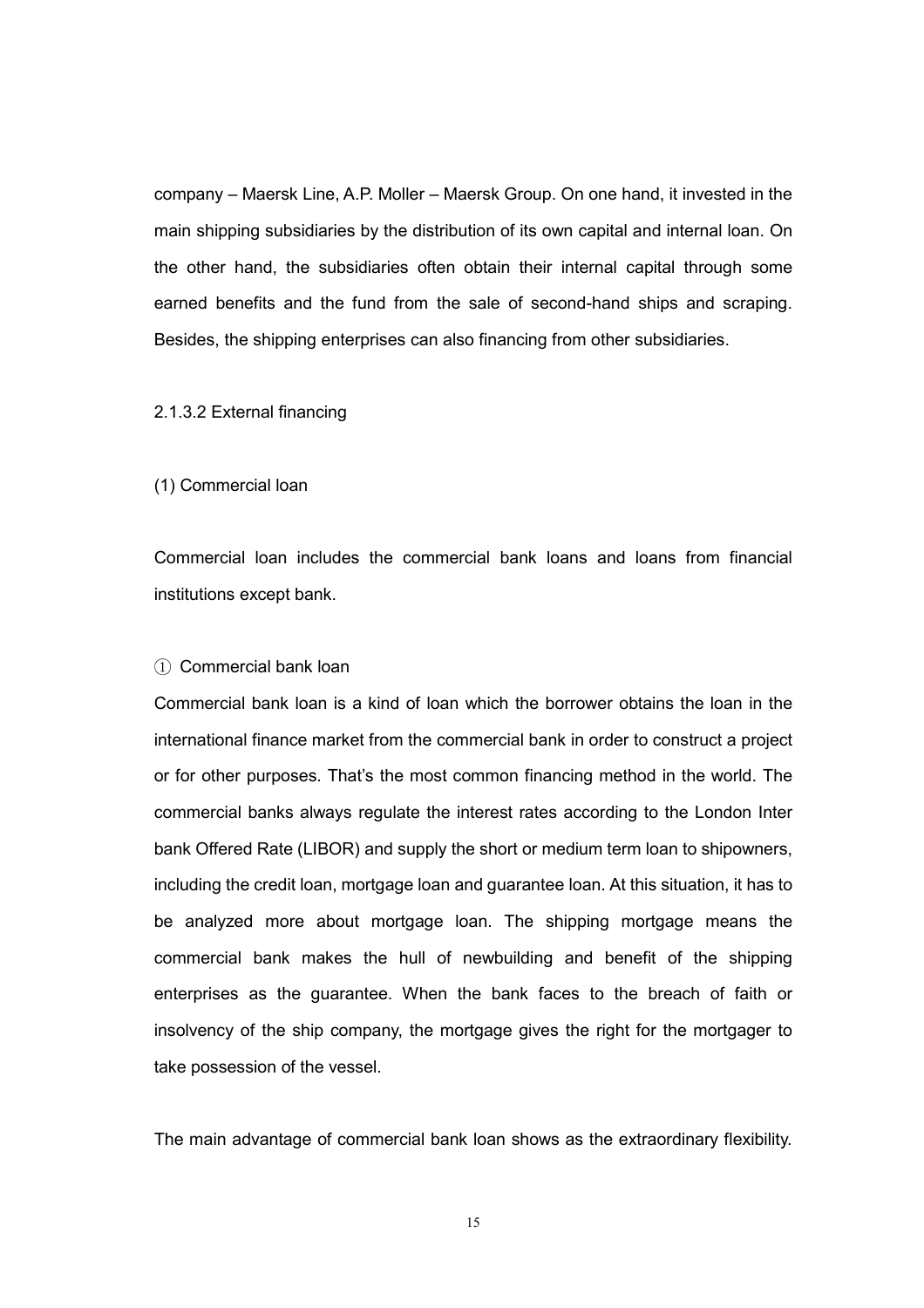company – Maersk Line, A.P. Moller – Maersk Group. On one hand, it invested in the main shipping subsidiaries by the distribution of its own capital and internal loan. On the other hand, the subsidiaries often obtain their internal capital through some earned benefits and the fund from the sale of second-hand ships and scraping. Besides, the shipping enterprises can also financing from other subsidiaries.

#### 2.1.3.2 External financing

(1) Commercial loan

Commercial loan includes the commercial bank loans and loans from financial institutions except bank.

① Commercial bank loan

Commercial bank loan is a kind of loan which the borrower obtains the loan in the international finance market from the commercial bank in order to construct a project or for other purposes. That's the most common financing method in the world. The commercial banks always regulate the interest rates according to the London Inter bank Offered Rate (LIBOR) and supply the short or medium term loan to shipowners, including the credit loan, mortgage loan and guarantee loan. At this situation, it has to be analyzed more about mortgage loan. The shipping mortgage means the commercial bank makes the hull of newbuilding and benefit of the shipping enterprises as the guarantee. When the bank faces to the breach of faith or insolvency of the ship company, the mortgage gives the right for the mortgager to take possession of the vessel.

The main advantage of commercial bank loan shows as the extraordinary flexibility.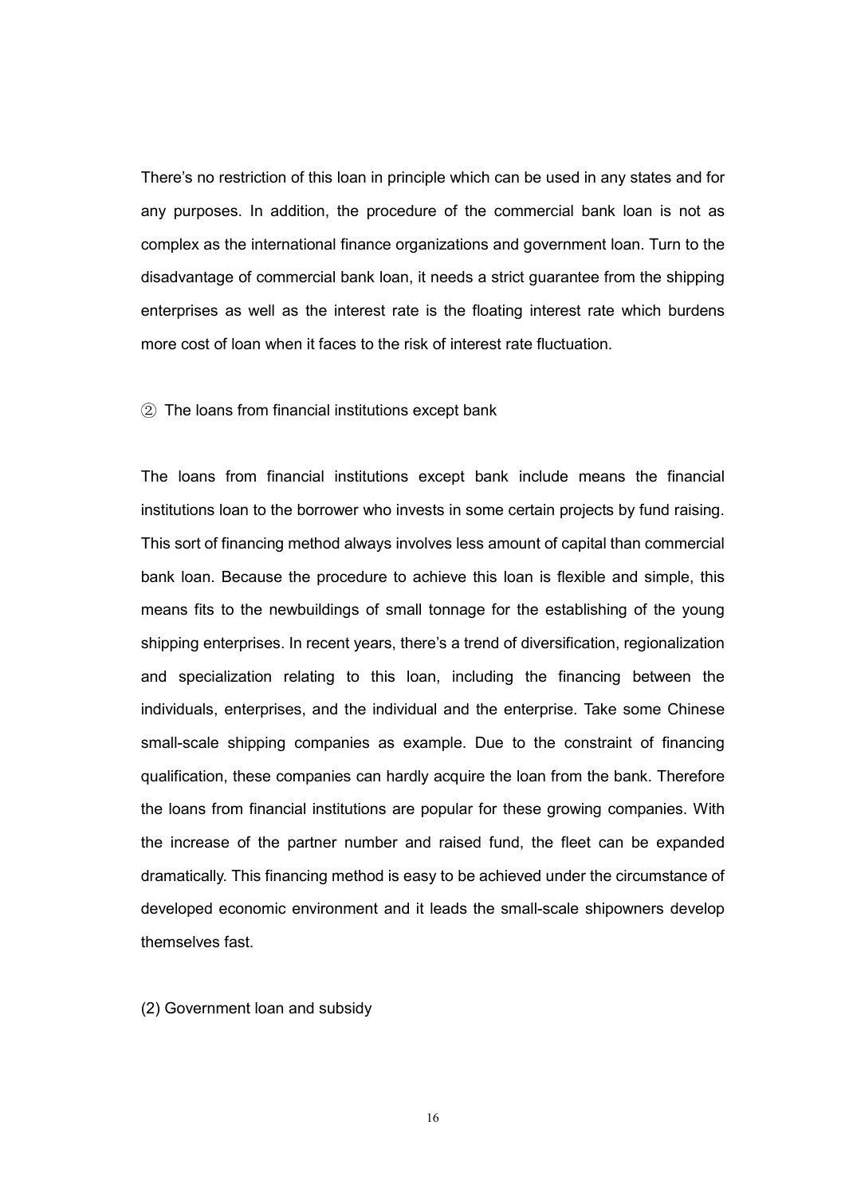There's no restriction of this loan in principle which can be used in any states and for any purposes. In addition, the procedure of the commercial bank loan is not as complex as the international finance organizations and government loan. Turn to the disadvantage of commercial bank loan, it needs a strict guarantee from the shipping enterprises as well as the interest rate is the floating interest rate which burdens more cost of loan when it faces to the risk of interest rate fluctuation.

② The loans from financial institutions except bank

The loans from financial institutions except bank include means the financial institutions loan to the borrower who invests in some certain projects by fund raising. This sort of financing method always involves less amount of capital than commercial bank loan. Because the procedure to achieve this loan is flexible and simple, this means fits to the newbuildings of small tonnage for the establishing of the young shipping enterprises. In recent years, there's a trend of diversification, regionalization and specialization relating to this loan, including the financing between the individuals, enterprises, and the individual and the enterprise. Take some Chinese small-scale shipping companies as example. Due to the constraint of financing qualification, these companies can hardly acquire the loan from the bank. Therefore the loans from financial institutions are popular for these growing companies. With the increase of the partner number and raised fund, the fleet can be expanded dramatically. This financing method is easy to be achieved under the circumstance of developed economic environment and it leads the small-scale shipowners develop themselves fast.

(2) Government loan and subsidy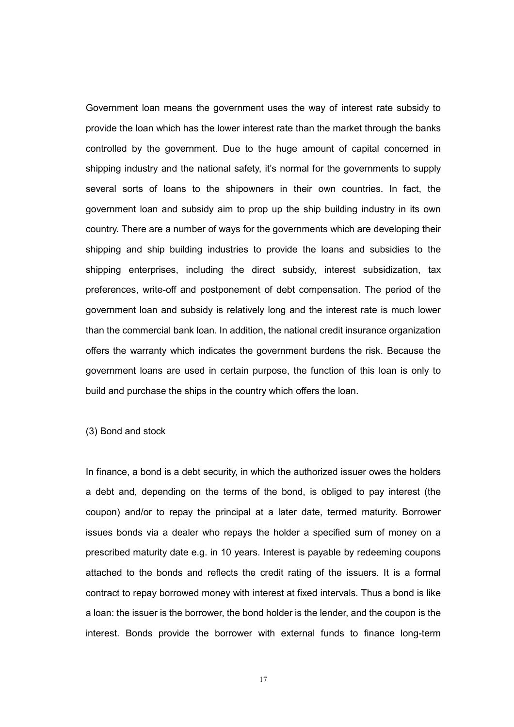Government loan means the government uses the way of interest rate subsidy to provide the loan which has the lower interest rate than the market through the banks controlled by the government. Due to the huge amount of capital concerned in shipping industry and the national safety, it's normal for the governments to supply several sorts of loans to the shipowners in their own countries. In fact, the government loan and subsidy aim to prop up the ship building industry in its own country. There are a number of ways for the governments which are developing their shipping and ship building industries to provide the loans and subsidies to the shipping enterprises, including the direct subsidy, interest subsidization, tax preferences, write-off and postponement of debt compensation. The period of the government loan and subsidy is relatively long and the interest rate is much lower than the commercial bank loan. In addition, the national credit insurance organization offers the warranty which indicates the government burdens the risk. Because the government loans are used in certain purpose, the function of this loan is only to build and purchase the ships in the country which offers the loan.

(3) Bond and stock

In finance, a bond is a debt security, in which the authorized issuer owes the holders a debt and, depending on the terms of the bond, is obliged to pay interest (the coupon) and/or to repay the principal at a later date, termed maturity. Borrower issues bonds via a dealer who repays the holder a specified sum of money on a prescribed maturity date e.g. in 10 years. Interest is payable by redeeming coupons attached to the bonds and reflects the credit rating of the issuers. It is a formal contract to repay borrowed money with interest at fixed intervals. Thus a bond is like a loan: the issuer is the borrower, the bond holder is the lender, and the coupon is the interest. Bonds provide the borrower with external funds to finance long-term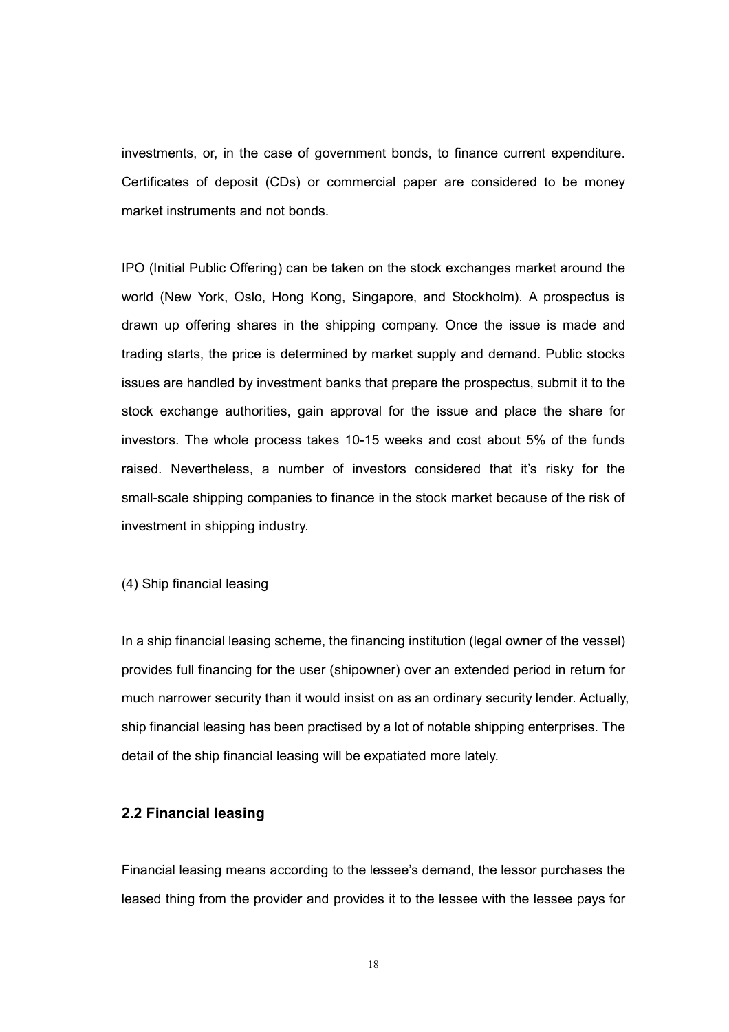investments, or, in the case of government bonds, to finance current expenditure. Certificates of deposit (CDs) or commercial paper are considered to be money market instruments and not bonds.

IPO (Initial Public Offering) can be taken on the stock exchanges market around the world (New York, Oslo, Hong Kong, Singapore, and Stockholm). A prospectus is drawn up offering shares in the shipping company. Once the issue is made and trading starts, the price is determined by market supply and demand. Public stocks issues are handled by investment banks that prepare the prospectus, submit it to the stock exchange authorities, gain approval for the issue and place the share for investors. The whole process takes 10-15 weeks and cost about 5% of the funds raised. Nevertheless, a number of investors considered that it's risky for the small-scale shipping companies to finance in the stock market because of the risk of investment in shipping industry.

(4) Ship financial leasing

In a ship financial leasing scheme, the financing institution (legal owner of the vessel) provides full financing for the user (shipowner) over an extended period in return for much narrower security than it would insist on as an ordinary security lender. Actually, ship financial leasing has been practised by a lot of notable shipping enterprises. The detail of the ship financial leasing will be expatiated more lately.

### 2.2 Financial leasing

Financial leasing means according to the lessee's demand, the lessor purchases the leased thing from the provider and provides it to the lessee with the lessee pays for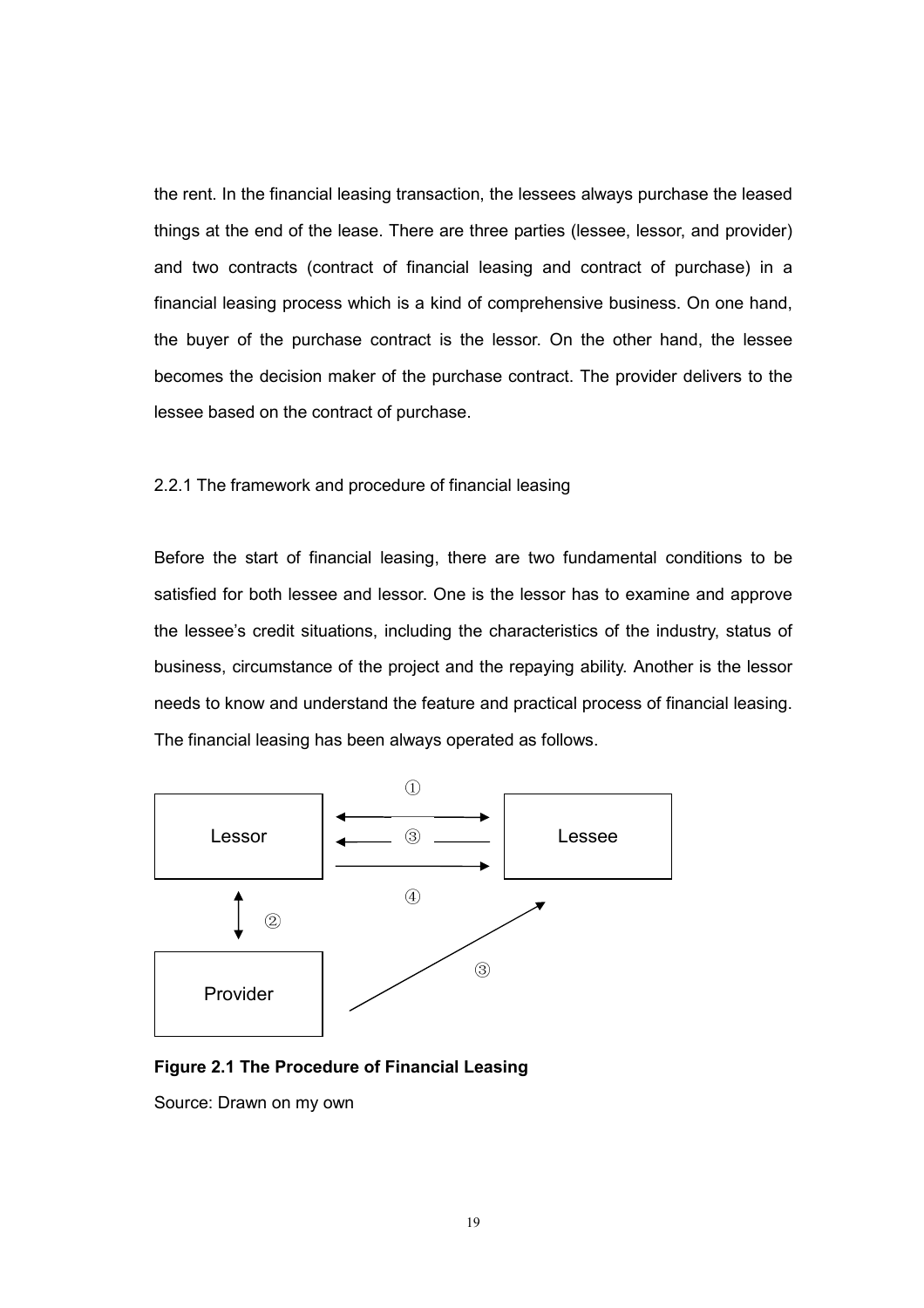the rent. In the financial leasing transaction, the lessees always purchase the leased things at the end of the lease. There are three parties (lessee, lessor, and provider) and two contracts (contract of financial leasing and contract of purchase) in a financial leasing process which is a kind of comprehensive business. On one hand, the buyer of the purchase contract is the lessor. On the other hand, the lessee becomes the decision maker of the purchase contract. The provider delivers to the lessee based on the contract of purchase.

### 2.2.1 The framework and procedure of financial leasing

Before the start of financial leasing, there are two fundamental conditions to be satisfied for both lessee and lessor. One is the lessor has to examine and approve the lessee's credit situations, including the characteristics of the industry, status of business, circumstance of the project and the repaying ability. Another is the lessor needs to know and understand the feature and practical process of financial leasing. The financial leasing has been always operated as follows.

Lessor ①↔ Lessee
Lessor ←③ Lessee
Lessor ④→ Lessee
Lessor ②↕ Provider
Provider ③→ Lessee

**Figure 2.1 The Procedure of Financial Leasing**

Source: Drawn on my own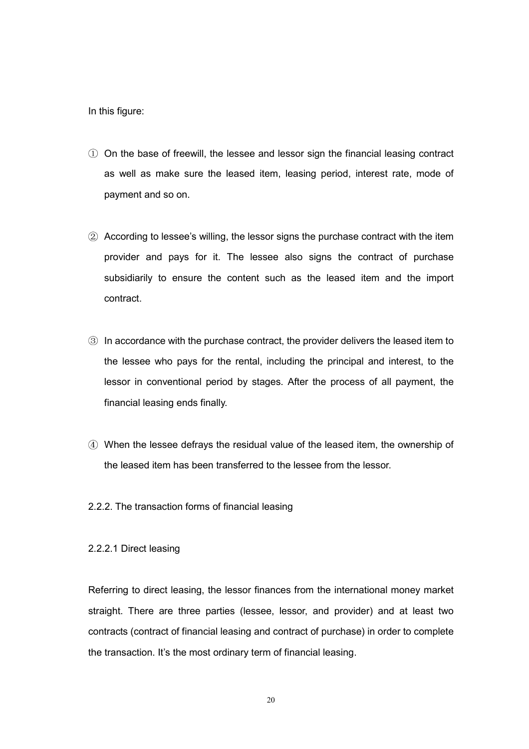In this figure:

① On the base of freewill, the lessee and lessor sign the financial leasing contract as well as make sure the leased item, leasing period, interest rate, mode of payment and so on.

② According to lessee's willing, the lessor signs the purchase contract with the item provider and pays for it. The lessee also signs the contract of purchase subsidiarily to ensure the content such as the leased item and the import contract.

③ In accordance with the purchase contract, the provider delivers the leased item to the lessee who pays for the rental, including the principal and interest, to the lessor in conventional period by stages. After the process of all payment, the financial leasing ends finally.

④ When the lessee defrays the residual value of the leased item, the ownership of the leased item has been transferred to the lessee from the lessor.

### 2.2.2. The transaction forms of financial leasing

#### 2.2.2.1 Direct leasing

Referring to direct leasing, the lessor finances from the international money market straight. There are three parties (lessee, lessor, and provider) and at least two contracts (contract of financial leasing and contract of purchase) in order to complete the transaction. It's the most ordinary term of financial leasing.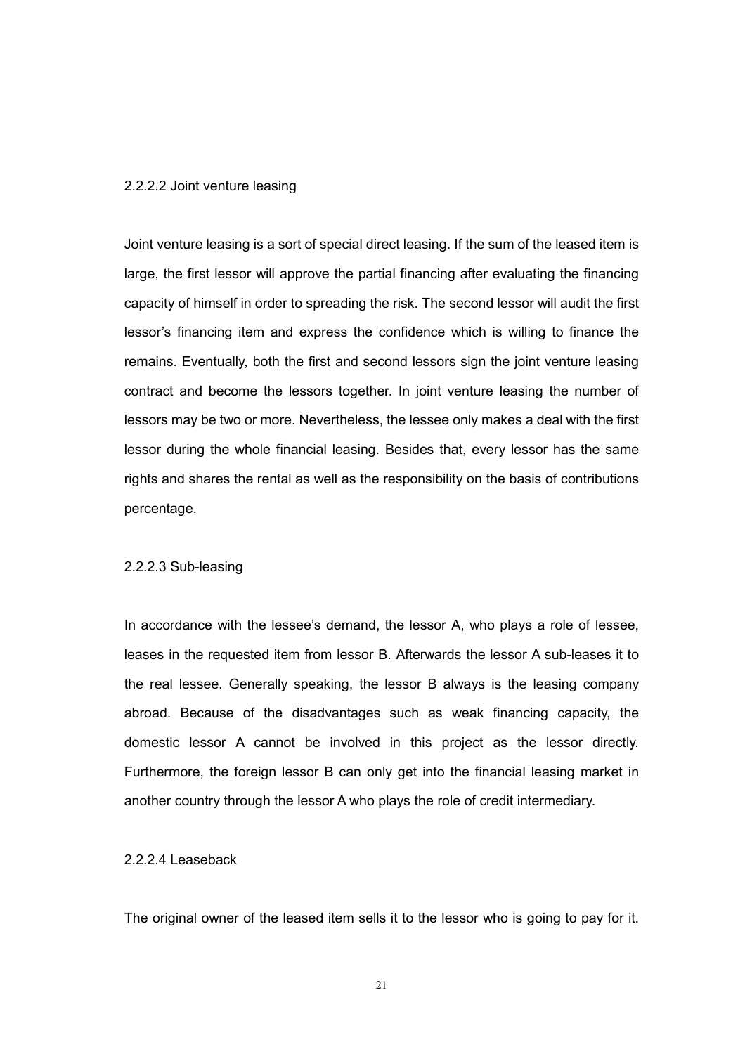#### 2.2.2.2 Joint venture leasing

Joint venture leasing is a sort of special direct leasing. If the sum of the leased item is large, the first lessor will approve the partial financing after evaluating the financing capacity of himself in order to spreading the risk. The second lessor will audit the first lessor's financing item and express the confidence which is willing to finance the remains. Eventually, both the first and second lessors sign the joint venture leasing contract and become the lessors together. In joint venture leasing the number of lessors may be two or more. Nevertheless, the lessee only makes a deal with the first lessor during the whole financial leasing. Besides that, every lessor has the same rights and shares the rental as well as the responsibility on the basis of contributions percentage.

#### 2.2.2.3 Sub-leasing

In accordance with the lessee's demand, the lessor A, who plays a role of lessee, leases in the requested item from lessor B. Afterwards the lessor A sub-leases it to the real lessee. Generally speaking, the lessor B always is the leasing company abroad. Because of the disadvantages such as weak financing capacity, the domestic lessor A cannot be involved in this project as the lessor directly. Furthermore, the foreign lessor B can only get into the financial leasing market in another country through the lessor A who plays the role of credit intermediary.

#### 2.2.2.4 Leaseback

The original owner of the leased item sells it to the lessor who is going to pay for it.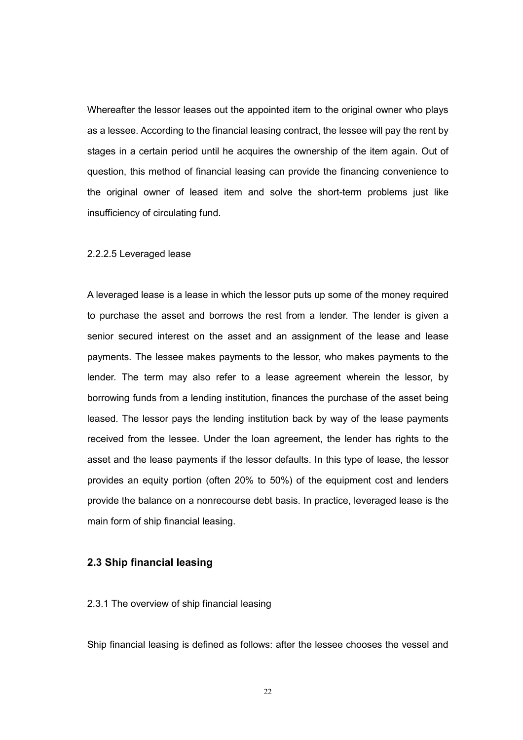Whereafter the lessor leases out the appointed item to the original owner who plays as a lessee. According to the financial leasing contract, the lessee will pay the rent by stages in a certain period until he acquires the ownership of the item again. Out of question, this method of financial leasing can provide the financing convenience to the original owner of leased item and solve the short-term problems just like insufficiency of circulating fund.

#### 2.2.2.5 Leveraged lease

A leveraged lease is a lease in which the lessor puts up some of the money required to purchase the asset and borrows the rest from a lender. The lender is given a senior secured interest on the asset and an assignment of the lease and lease payments. The lessee makes payments to the lessor, who makes payments to the lender. The term may also refer to a lease agreement wherein the lessor, by borrowing funds from a lending institution, finances the purchase of the asset being leased. The lessor pays the lending institution back by way of the lease payments received from the lessee. Under the loan agreement, the lender has rights to the asset and the lease payments if the lessor defaults. In this type of lease, the lessor provides an equity portion (often 20% to 50%) of the equipment cost and lenders provide the balance on a nonrecourse debt basis. In practice, leveraged lease is the main form of ship financial leasing.

## 2.3 Ship financial leasing

### 2.3.1 The overview of ship financial leasing

Ship financial leasing is defined as follows: after the lessee chooses the vessel and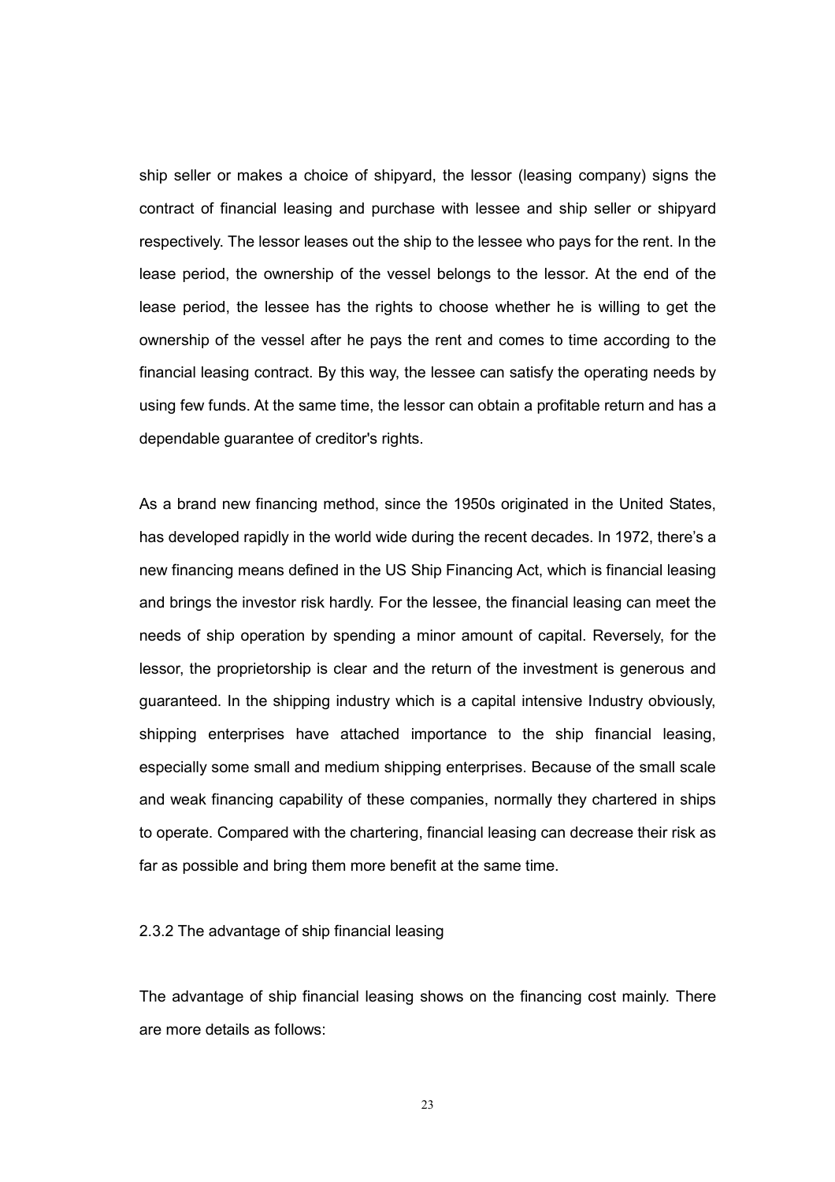ship seller or makes a choice of shipyard, the lessor (leasing company) signs the contract of financial leasing and purchase with lessee and ship seller or shipyard respectively. The lessor leases out the ship to the lessee who pays for the rent. In the lease period, the ownership of the vessel belongs to the lessor. At the end of the lease period, the lessee has the rights to choose whether he is willing to get the ownership of the vessel after he pays the rent and comes to time according to the financial leasing contract. By this way, the lessee can satisfy the operating needs by using few funds. At the same time, the lessor can obtain a profitable return and has a dependable guarantee of creditor's rights.

As a brand new financing method, since the 1950s originated in the United States, has developed rapidly in the world wide during the recent decades. In 1972, there’s a new financing means defined in the US Ship Financing Act, which is financial leasing and brings the investor risk hardly. For the lessee, the financial leasing can meet the needs of ship operation by spending a minor amount of capital. Reversely, for the lessor, the proprietorship is clear and the return of the investment is generous and guaranteed. In the shipping industry which is a capital intensive Industry obviously, shipping enterprises have attached importance to the ship financial leasing, especially some small and medium shipping enterprises. Because of the small scale and weak financing capability of these companies, normally they chartered in ships to operate. Compared with the chartering, financial leasing can decrease their risk as far as possible and bring them more benefit at the same time.

### 2.3.2 The advantage of ship financial leasing

The advantage of ship financial leasing shows on the financing cost mainly. There are more details as follows: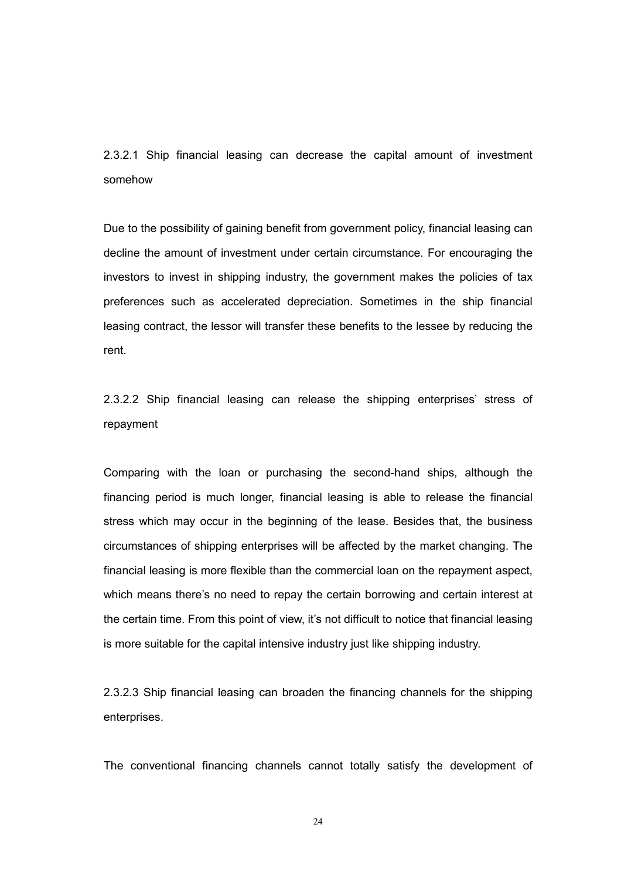#### 2.3.2.1 Ship financial leasing can decrease the capital amount of investment somehow

Due to the possibility of gaining benefit from government policy, financial leasing can decline the amount of investment under certain circumstance. For encouraging the investors to invest in shipping industry, the government makes the policies of tax preferences such as accelerated depreciation. Sometimes in the ship financial leasing contract, the lessor will transfer these benefits to the lessee by reducing the rent.

#### 2.3.2.2 Ship financial leasing can release the shipping enterprises' stress of repayment

Comparing with the loan or purchasing the second-hand ships, although the financing period is much longer, financial leasing is able to release the financial stress which may occur in the beginning of the lease. Besides that, the business circumstances of shipping enterprises will be affected by the market changing. The financial leasing is more flexible than the commercial loan on the repayment aspect, which means there's no need to repay the certain borrowing and certain interest at the certain time. From this point of view, it's not difficult to notice that financial leasing is more suitable for the capital intensive industry just like shipping industry.

#### 2.3.2.3 Ship financial leasing can broaden the financing channels for the shipping enterprises.

The conventional financing channels cannot totally satisfy the development of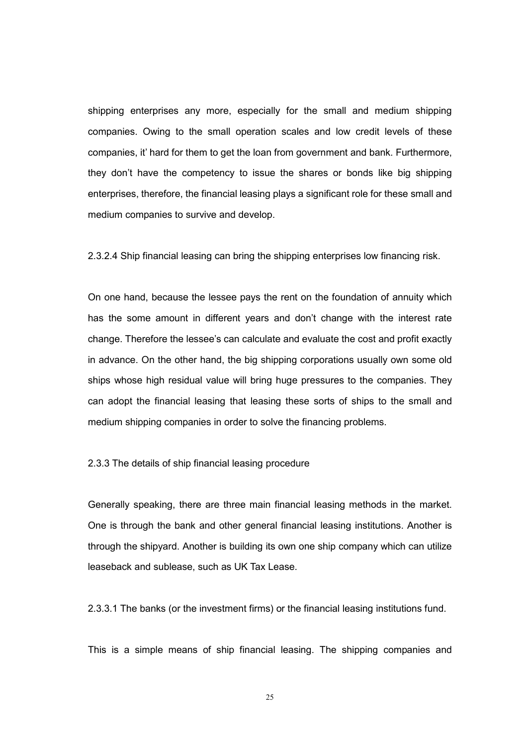shipping enterprises any more, especially for the small and medium shipping companies. Owing to the small operation scales and low credit levels of these companies, it' hard for them to get the loan from government and bank. Furthermore, they don't have the competency to issue the shares or bonds like big shipping enterprises, therefore, the financial leasing plays a significant role for these small and medium companies to survive and develop.

#### 2.3.2.4 Ship financial leasing can bring the shipping enterprises low financing risk.

On one hand, because the lessee pays the rent on the foundation of annuity which has the some amount in different years and don't change with the interest rate change. Therefore the lessee's can calculate and evaluate the cost and profit exactly in advance. On the other hand, the big shipping corporations usually own some old ships whose high residual value will bring huge pressures to the companies. They can adopt the financial leasing that leasing these sorts of ships to the small and medium shipping companies in order to solve the financing problems.

### 2.3.3 The details of ship financial leasing procedure

Generally speaking, there are three main financial leasing methods in the market. One is through the bank and other general financial leasing institutions. Another is through the shipyard. Another is building its own one ship company which can utilize leaseback and sublease, such as UK Tax Lease.

#### 2.3.3.1 The banks (or the investment firms) or the financial leasing institutions fund.

This is a simple means of ship financial leasing. The shipping companies and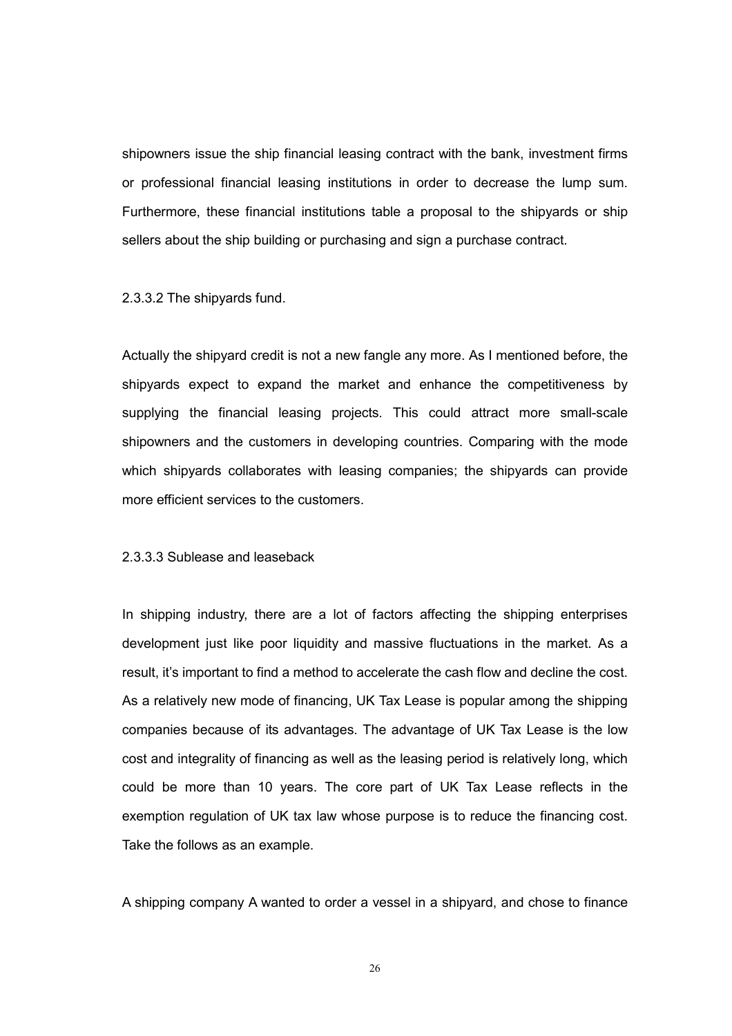shipowners issue the ship financial leasing contract with the bank, investment firms or professional financial leasing institutions in order to decrease the lump sum. Furthermore, these financial institutions table a proposal to the shipyards or ship sellers about the ship building or purchasing and sign a purchase contract.

#### 2.3.3.2 The shipyards fund.

Actually the shipyard credit is not a new fangle any more. As I mentioned before, the shipyards expect to expand the market and enhance the competitiveness by supplying the financial leasing projects. This could attract more small-scale shipowners and the customers in developing countries. Comparing with the mode which shipyards collaborates with leasing companies; the shipyards can provide more efficient services to the customers.

#### 2.3.3.3 Sublease and leaseback

In shipping industry, there are a lot of factors affecting the shipping enterprises development just like poor liquidity and massive fluctuations in the market. As a result, it's important to find a method to accelerate the cash flow and decline the cost. As a relatively new mode of financing, UK Tax Lease is popular among the shipping companies because of its advantages. The advantage of UK Tax Lease is the low cost and integrality of financing as well as the leasing period is relatively long, which could be more than 10 years. The core part of UK Tax Lease reflects in the exemption regulation of UK tax law whose purpose is to reduce the financing cost. Take the follows as an example.

A shipping company A wanted to order a vessel in a shipyard, and chose to finance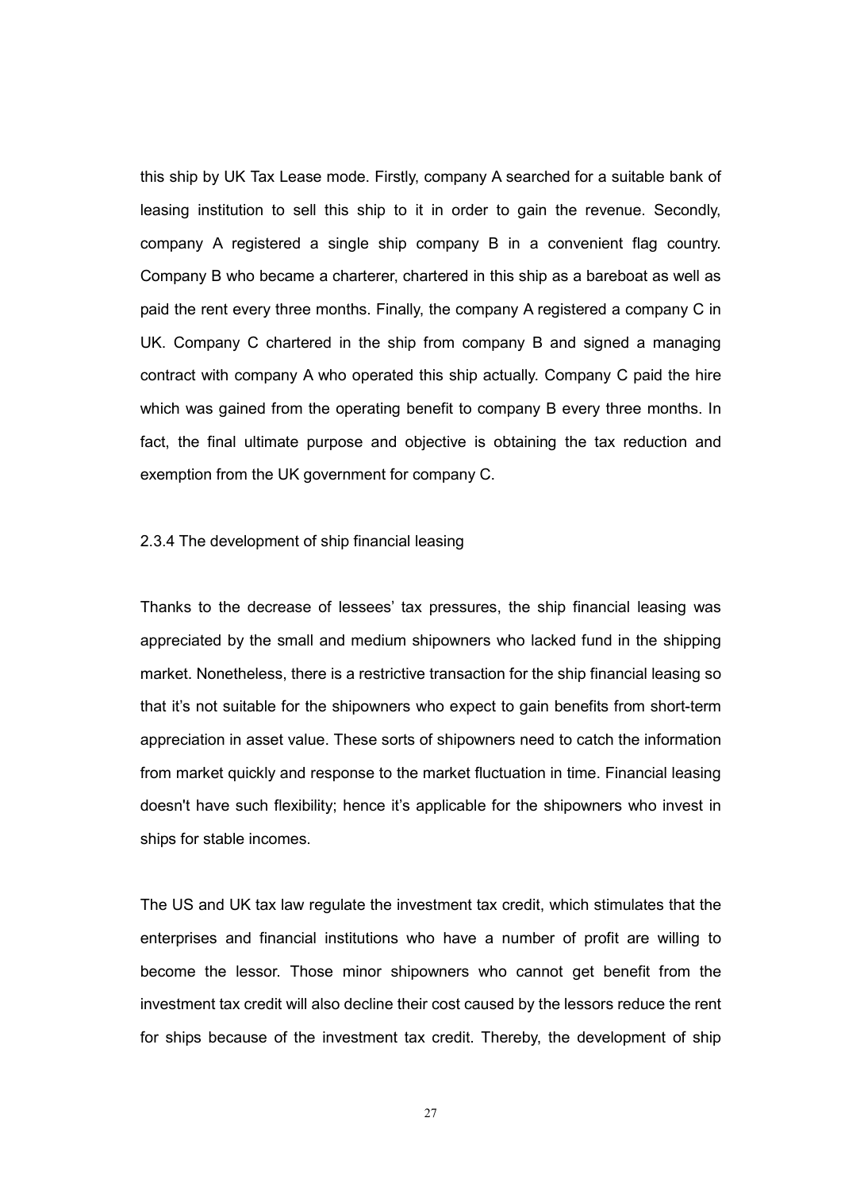this ship by UK Tax Lease mode. Firstly, company A searched for a suitable bank of leasing institution to sell this ship to it in order to gain the revenue. Secondly, company A registered a single ship company B in a convenient flag country. Company B who became a charterer, chartered in this ship as a bareboat as well as paid the rent every three months. Finally, the company A registered a company C in UK. Company C chartered in the ship from company B and signed a managing contract with company A who operated this ship actually. Company C paid the hire which was gained from the operating benefit to company B every three months. In fact, the final ultimate purpose and objective is obtaining the tax reduction and exemption from the UK government for company C.

### 2.3.4 The development of ship financial leasing

Thanks to the decrease of lessees' tax pressures, the ship financial leasing was appreciated by the small and medium shipowners who lacked fund in the shipping market. Nonetheless, there is a restrictive transaction for the ship financial leasing so that it's not suitable for the shipowners who expect to gain benefits from short-term appreciation in asset value. These sorts of shipowners need to catch the information from market quickly and response to the market fluctuation in time. Financial leasing doesn't have such flexibility; hence it's applicable for the shipowners who invest in ships for stable incomes.

The US and UK tax law regulate the investment tax credit, which stimulates that the enterprises and financial institutions who have a number of profit are willing to become the lessor. Those minor shipowners who cannot get benefit from the investment tax credit will also decline their cost caused by the lessors reduce the rent for ships because of the investment tax credit. Thereby, the development of ship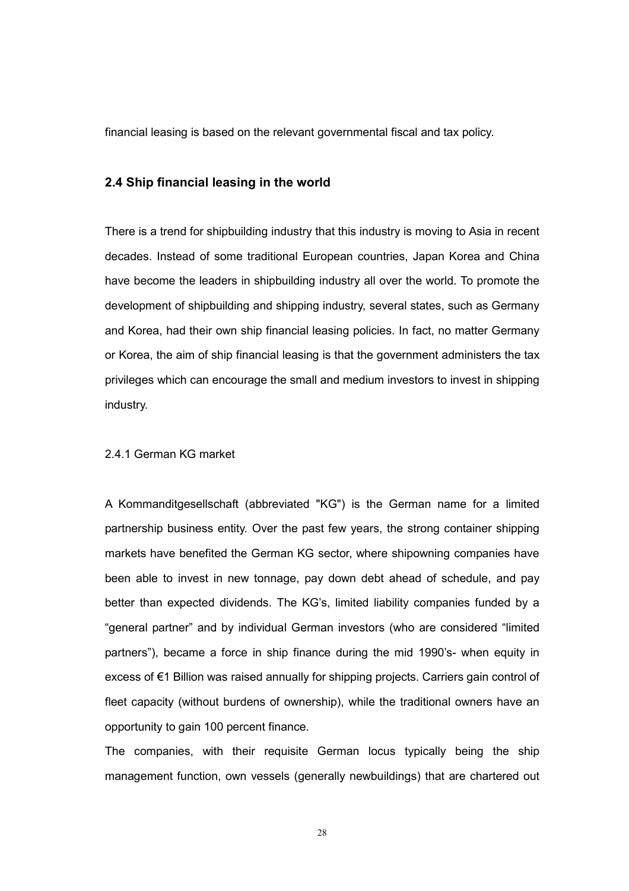financial leasing is based on the relevant governmental fiscal and tax policy.

## 2.4 Ship financial leasing in the world

There is a trend for shipbuilding industry that this industry is moving to Asia in recent decades. Instead of some traditional European countries, Japan Korea and China have become the leaders in shipbuilding industry all over the world. To promote the development of shipbuilding and shipping industry, several states, such as Germany and Korea, had their own ship financial leasing policies. In fact, no matter Germany or Korea, the aim of ship financial leasing is that the government administers the tax privileges which can encourage the small and medium investors to invest in shipping industry.

### 2.4.1 German KG market

A Kommanditgesellschaft (abbreviated "KG") is the German name for a limited partnership business entity. Over the past few years, the strong container shipping markets have benefited the German KG sector, where shipowning companies have been able to invest in new tonnage, pay down debt ahead of schedule, and pay better than expected dividends. The KG's, limited liability companies funded by a "general partner" and by individual German investors (who are considered "limited partners"), became a force in ship finance during the mid 1990's- when equity in excess of €1 Billion was raised annually for shipping projects. Carriers gain control of fleet capacity (without burdens of ownership), while the traditional owners have an opportunity to gain 100 percent finance.

The companies, with their requisite German locus typically being the ship management function, own vessels (generally newbuildings) that are chartered out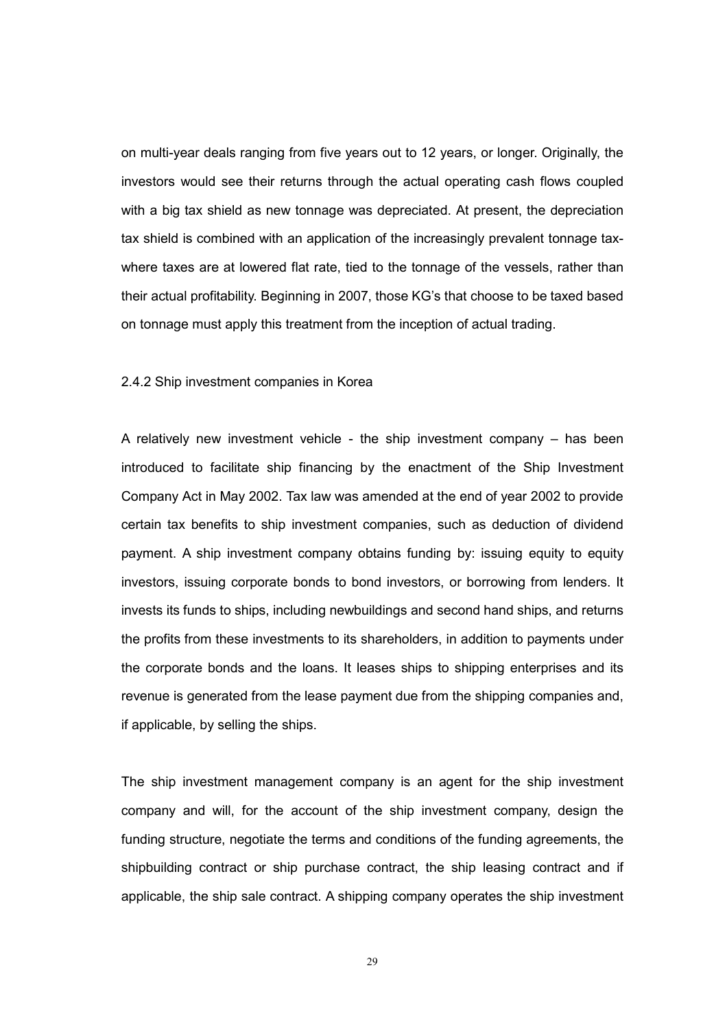on multi-year deals ranging from five years out to 12 years, or longer. Originally, the investors would see their returns through the actual operating cash flows coupled with a big tax shield as new tonnage was depreciated. At present, the depreciation tax shield is combined with an application of the increasingly prevalent tonnage tax- where taxes are at lowered flat rate, tied to the tonnage of the vessels, rather than their actual profitability. Beginning in 2007, those KG's that choose to be taxed based on tonnage must apply this treatment from the inception of actual trading.

### 2.4.2 Ship investment companies in Korea

A relatively new investment vehicle - the ship investment company – has been introduced to facilitate ship financing by the enactment of the Ship Investment Company Act in May 2002. Tax law was amended at the end of year 2002 to provide certain tax benefits to ship investment companies, such as deduction of dividend payment. A ship investment company obtains funding by: issuing equity to equity investors, issuing corporate bonds to bond investors, or borrowing from lenders. It invests its funds to ships, including newbuildings and second hand ships, and returns the profits from these investments to its shareholders, in addition to payments under the corporate bonds and the loans. It leases ships to shipping enterprises and its revenue is generated from the lease payment due from the shipping companies and, if applicable, by selling the ships.

The ship investment management company is an agent for the ship investment company and will, for the account of the ship investment company, design the funding structure, negotiate the terms and conditions of the funding agreements, the shipbuilding contract or ship purchase contract, the ship leasing contract and if applicable, the ship sale contract. A shipping company operates the ship investment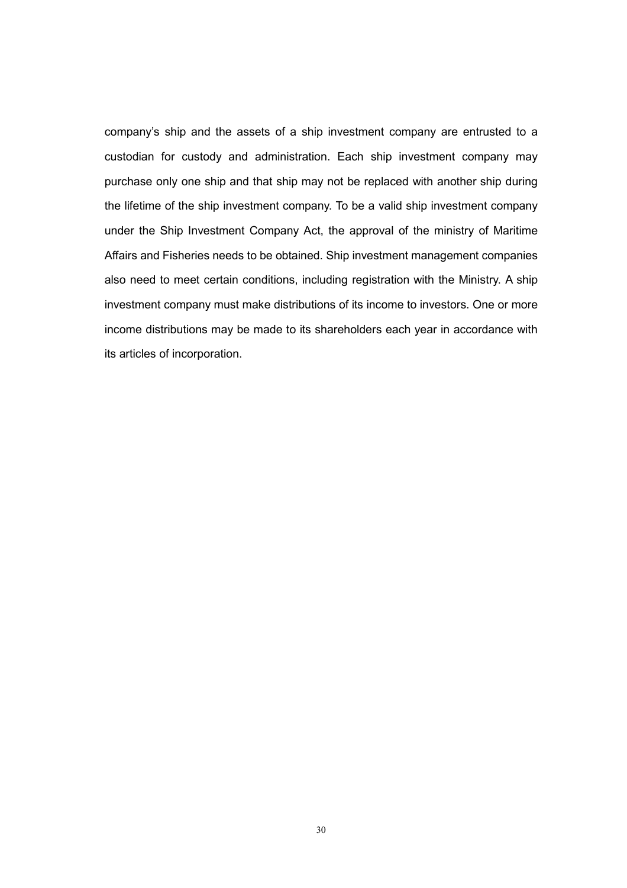company's ship and the assets of a ship investment company are entrusted to a custodian for custody and administration. Each ship investment company may purchase only one ship and that ship may not be replaced with another ship during the lifetime of the ship investment company. To be a valid ship investment company under the Ship Investment Company Act, the approval of the ministry of Maritime Affairs and Fisheries needs to be obtained. Ship investment management companies also need to meet certain conditions, including registration with the Ministry. A ship investment company must make distributions of its income to investors. One or more income distributions may be made to its shareholders each year in accordance with its articles of incorporation.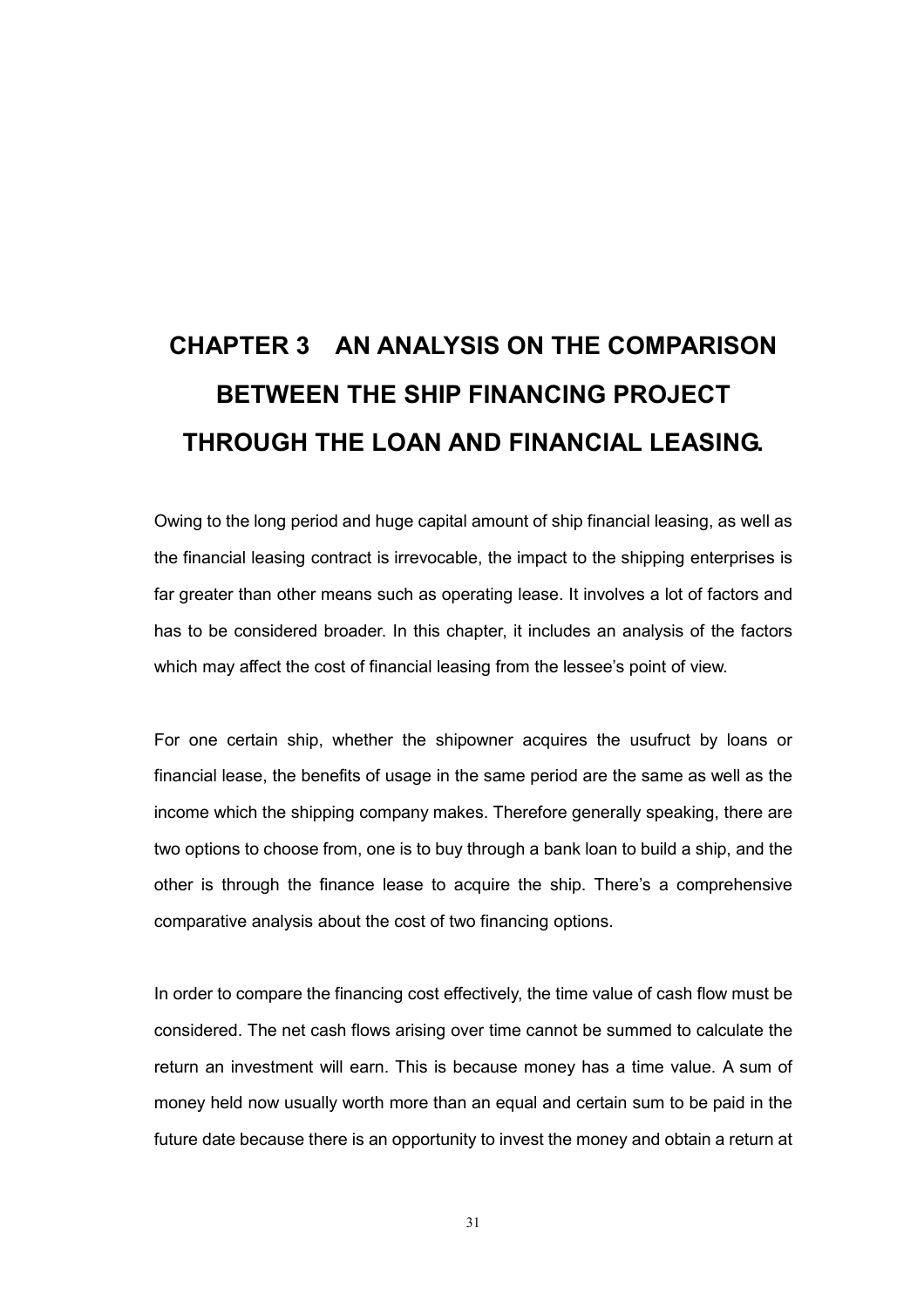# CHAPTER 3　AN ANALYSIS ON THE COMPARISON BETWEEN THE SHIP FINANCING PROJECT THROUGH THE LOAN AND FINANCIAL LEASING.

Owing to the long period and huge capital amount of ship financial leasing, as well as the financial leasing contract is irrevocable, the impact to the shipping enterprises is far greater than other means such as operating lease. It involves a lot of factors and has to be considered broader. In this chapter, it includes an analysis of the factors which may affect the cost of financial leasing from the lessee's point of view.

For one certain ship, whether the shipowner acquires the usufruct by loans or financial lease, the benefits of usage in the same period are the same as well as the income which the shipping company makes. Therefore generally speaking, there are two options to choose from, one is to buy through a bank loan to build a ship, and the other is through the finance lease to acquire the ship. There's a comprehensive comparative analysis about the cost of two financing options.

In order to compare the financing cost effectively, the time value of cash flow must be considered. The net cash flows arising over time cannot be summed to calculate the return an investment will earn. This is because money has a time value. A sum of money held now usually worth more than an equal and certain sum to be paid in the future date because there is an opportunity to invest the money and obtain a return at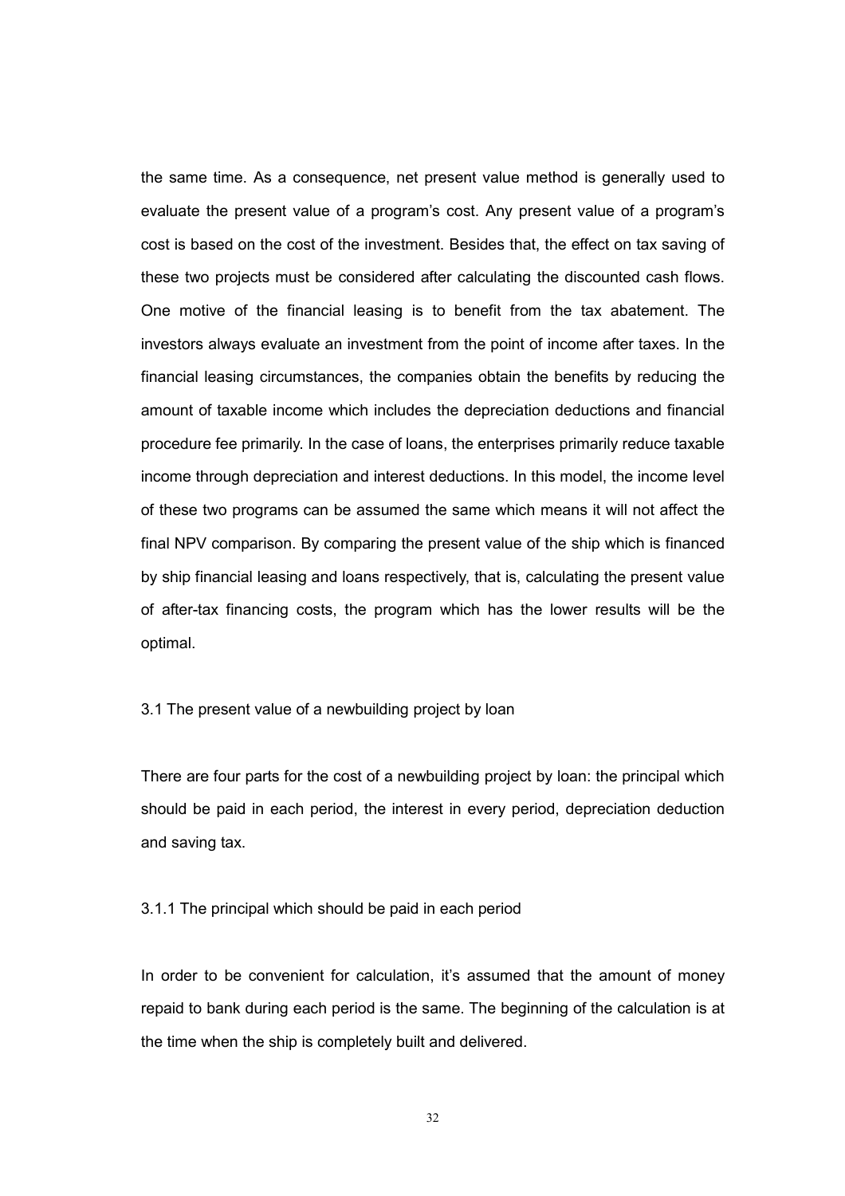the same time. As a consequence, net present value method is generally used to evaluate the present value of a program's cost. Any present value of a program's cost is based on the cost of the investment. Besides that, the effect on tax saving of these two projects must be considered after calculating the discounted cash flows. One motive of the financial leasing is to benefit from the tax abatement. The investors always evaluate an investment from the point of income after taxes. In the financial leasing circumstances, the companies obtain the benefits by reducing the amount of taxable income which includes the depreciation deductions and financial procedure fee primarily. In the case of loans, the enterprises primarily reduce taxable income through depreciation and interest deductions. In this model, the income level of these two programs can be assumed the same which means it will not affect the final NPV comparison. By comparing the present value of the ship which is financed by ship financial leasing and loans respectively, that is, calculating the present value of after-tax financing costs, the program which has the lower results will be the optimal.

### 3.1 The present value of a newbuilding project by loan

There are four parts for the cost of a newbuilding project by loan: the principal which should be paid in each period, the interest in every period, depreciation deduction and saving tax.

#### 3.1.1 The principal which should be paid in each period

In order to be convenient for calculation, it's assumed that the amount of money repaid to bank during each period is the same. The beginning of the calculation is at the time when the ship is completely built and delivered.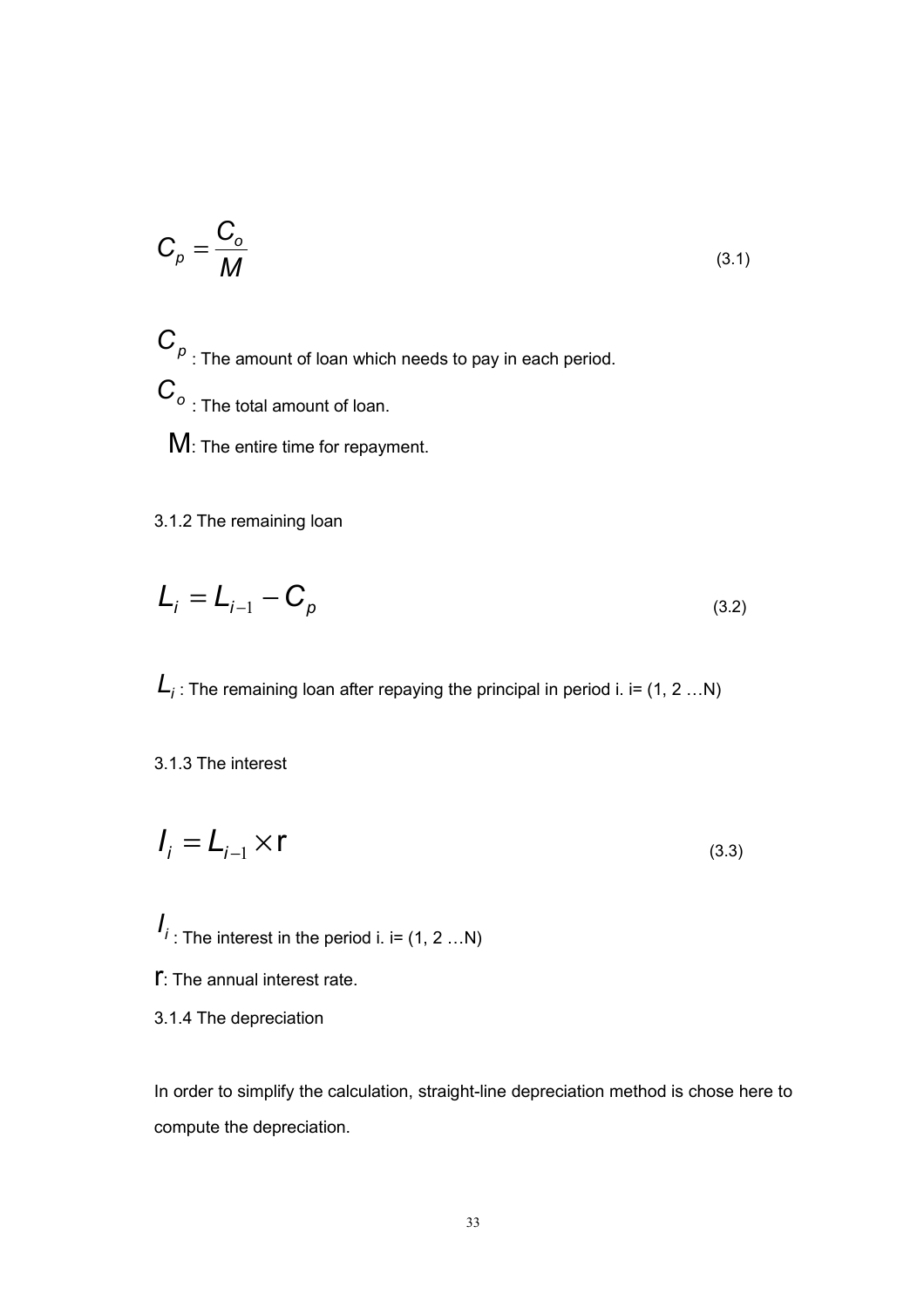$$C_p = \frac{C_o}{M} \tag{3.1}$$

$C_p$ : The amount of loan which needs to pay in each period.

$C_o$ : The total amount of loan.

M: The entire time for repayment.

### 3.1.2 The remaining loan

$$L_i = L_{i-1} - C_p \tag{3.2}$$

$L_i$ : The remaining loan after repaying the principal in period i. i= (1, 2 …N)

### 3.1.3 The interest

$$I_i = L_{i-1} \times \mathrm{r} \tag{3.3}$$

$I_i$ : The interest in the period i. i= (1, 2 …N)

r: The annual interest rate.

### 3.1.4 The depreciation

In order to simplify the calculation, straight-line depreciation method is chose here to compute the depreciation.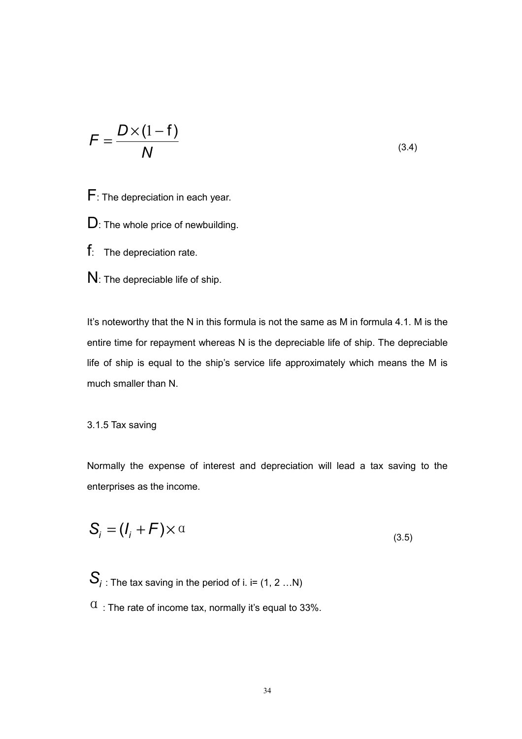$$F = \frac{D \times (1 - \mathrm{f})}{N} \tag{3.4}$$

$F$: The depreciation in each year.

$D$: The whole price of newbuilding.

$\mathrm{f}$: The depreciation rate.

$N$: The depreciable life of ship.

It's noteworthy that the N in this formula is not the same as M in formula 4.1. M is the entire time for repayment whereas N is the depreciable life of ship. The depreciable life of ship is equal to the ship's service life approximately which means the M is much smaller than N.

3.1.5 Tax saving

Normally the expense of interest and depreciation will lead a tax saving to the enterprises as the income.

$$S_i = (I_i + F) \times \alpha \tag{3.5}$$

$S_i$ : The tax saving in the period of i. i= (1, 2 …N)

$\alpha$ : The rate of income tax, normally it's equal to 33%.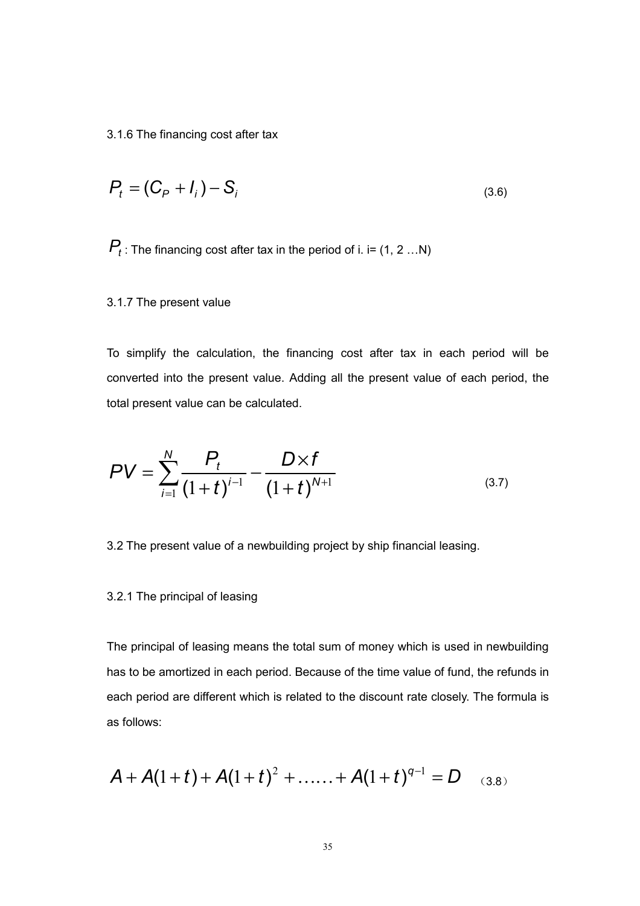3.1.6 The financing cost after tax

$$P_t = (C_P + I_i) - S_i \tag{3.6}$$

$P_t$ : The financing cost after tax in the period of i. i= (1, 2 …N)

3.1.7 The present value

To simplify the calculation, the financing cost after tax in each period will be converted into the present value. Adding all the present value of each period, the total present value can be calculated.

$$PV = \sum_{i=1}^{N} \frac{P_t}{(1+t)^{i-1}} - \frac{D \times f}{(1+t)^{N+1}} \tag{3.7}$$

3.2 The present value of a newbuilding project by ship financial leasing.

3.2.1 The principal of leasing

The principal of leasing means the total sum of money which is used in newbuilding has to be amortized in each period. Because of the time value of fund, the refunds in each period are different which is related to the discount rate closely. The formula is as follows:

$$A + A(1+t) + A(1+t)^2 + \ldots\ldots + A(1+t)^{q-1} = D \tag{3.8}$$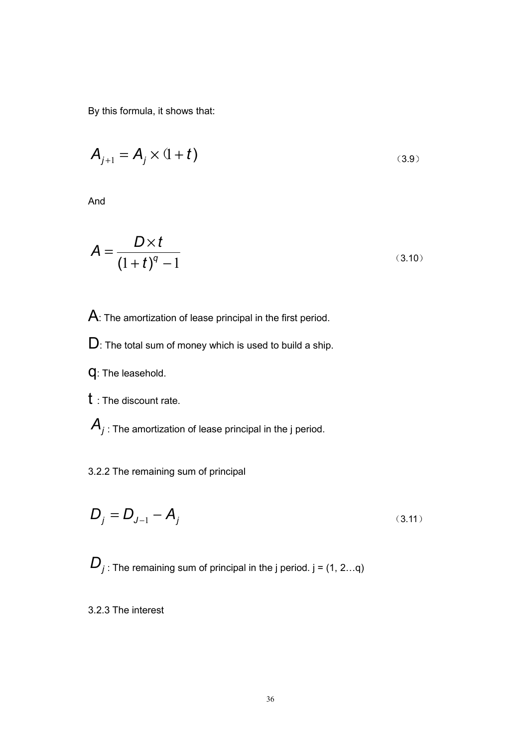By this formula, it shows that:

$$A_{j+1} = A_j \times (1 + t) \tag{3.9}$$

And

$$A = \frac{D \times t}{(1 + t)^q - 1} \tag{3.10}$$

$A$: The amortization of lease principal in the first period.

$D$: The total sum of money which is used to build a ship.

$q$: The leasehold.

$t$ : The discount rate.

$A_j$ : The amortization of lease principal in the j period.

3.2.2 The remaining sum of principal

$$D_j = D_{J-1} - A_j \tag{3.11}$$

$D_j$ : The remaining sum of principal in the j period. j = (1, 2…q)

3.2.3 The interest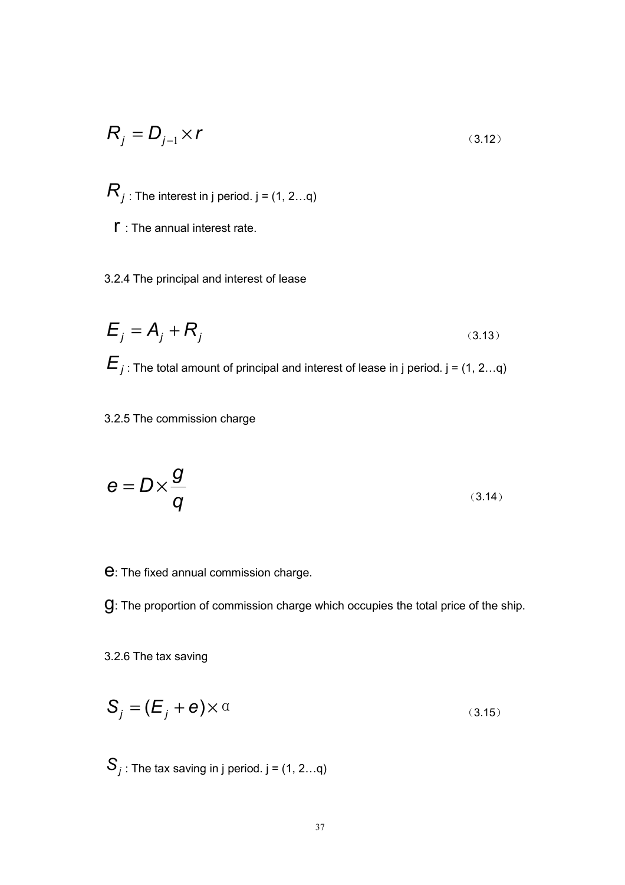$$R_j = D_{j-1} \times r \tag{3.12}$$

$R_j$ : The interest in j period. j = (1, 2…q)

$r$ : The annual interest rate.

3.2.4 The principal and interest of lease

$$E_j = A_j + R_j \tag{3.13}$$

$E_j$ : The total amount of principal and interest of lease in j period. j = (1, 2…q)

3.2.5 The commission charge

$$e = D \times \frac{g}{q} \tag{3.14}$$

$e$: The fixed annual commission charge.

$g$: The proportion of commission charge which occupies the total price of the ship.

3.2.6 The tax saving

$$S_j = (E_j + e) \times \alpha \tag{3.15}$$

$S_j$ : The tax saving in j period. j = (1, 2…q)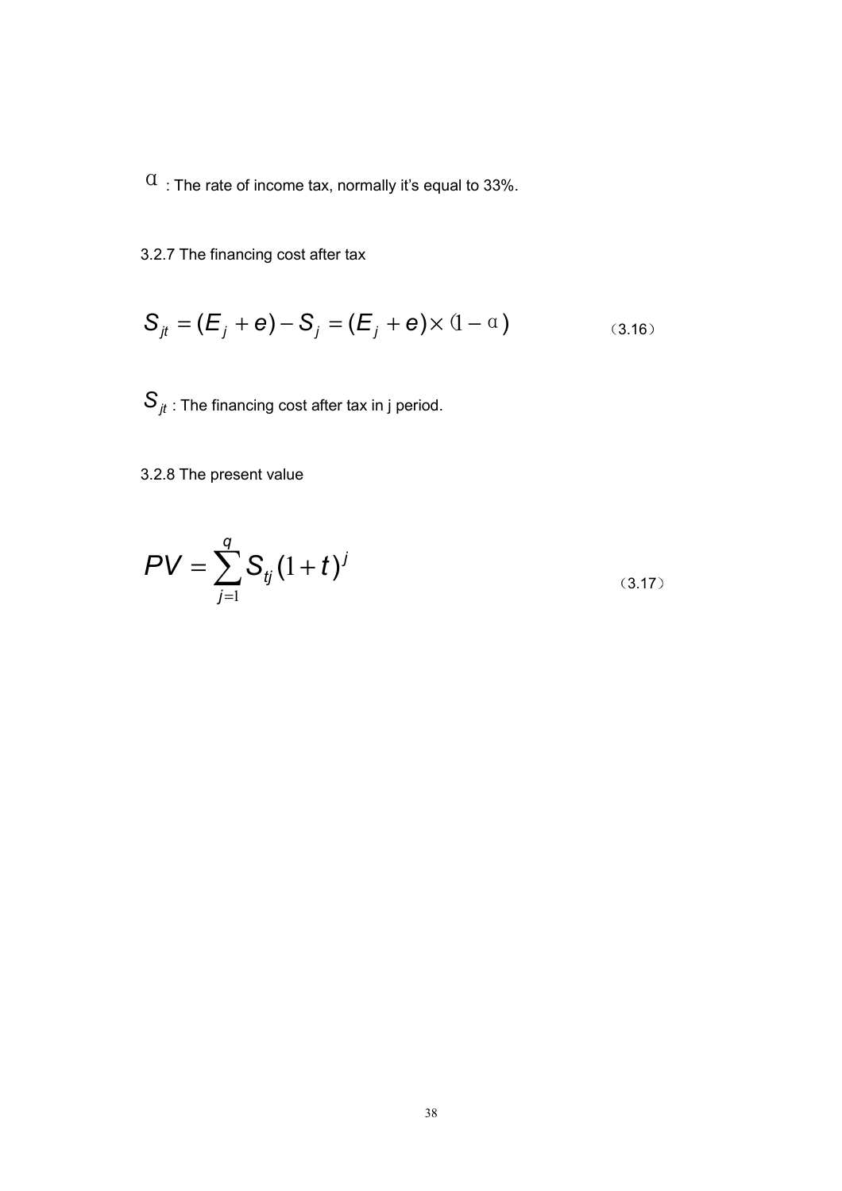$\alpha$ : The rate of income tax, normally it's equal to 33%.

3.2.7 The financing cost after tax

$$S_{jt} = (E_j + e) - S_j = (E_j + e) \times (1 - \alpha) \qquad (3.16)$$

$S_{jt}$ : The financing cost after tax in j period.

3.2.8 The present value

$$PV = \sum_{j=1}^{q} S_{tj} (1 + t)^j \qquad (3.17)$$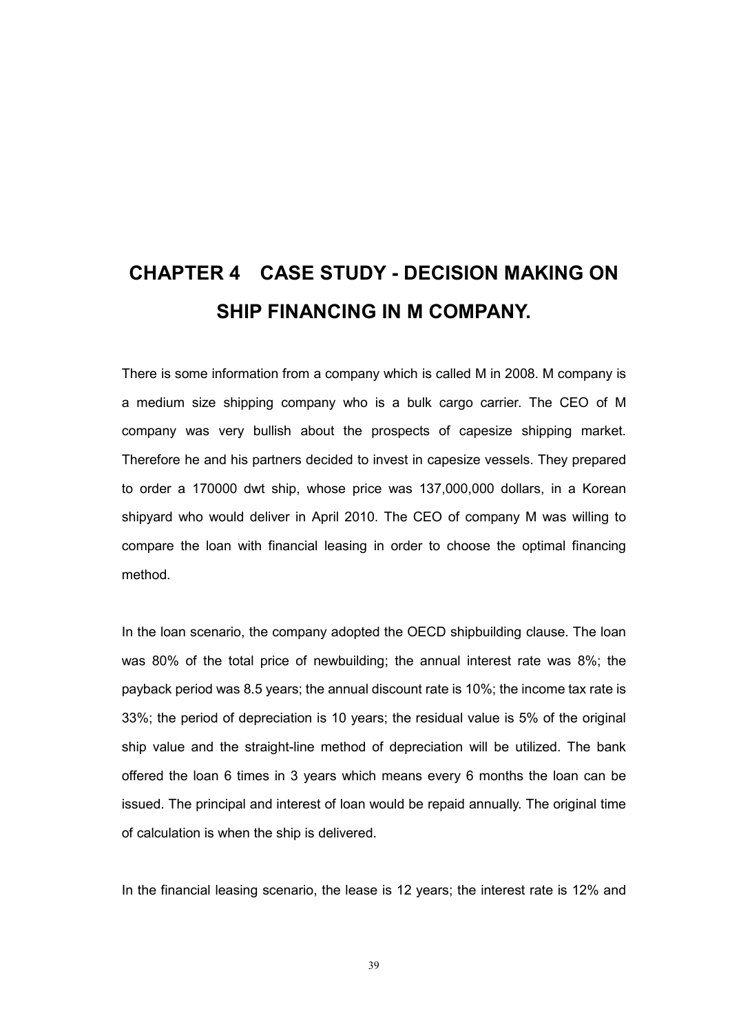# CHAPTER 4 CASE STUDY - DECISION MAKING ON SHIP FINANCING IN M COMPANY.

There is some information from a company which is called M in 2008. M company is a medium size shipping company who is a bulk cargo carrier. The CEO of M company was very bullish about the prospects of capesize shipping market. Therefore he and his partners decided to invest in capesize vessels. They prepared to order a 170000 dwt ship, whose price was 137,000,000 dollars, in a Korean shipyard who would deliver in April 2010. The CEO of company M was willing to compare the loan with financial leasing in order to choose the optimal financing method.

In the loan scenario, the company adopted the OECD shipbuilding clause. The loan was 80% of the total price of newbuilding; the annual interest rate was 8%; the payback period was 8.5 years; the annual discount rate is 10%; the income tax rate is 33%; the period of depreciation is 10 years; the residual value is 5% of the original ship value and the straight-line method of depreciation will be utilized. The bank offered the loan 6 times in 3 years which means every 6 months the loan can be issued. The principal and interest of loan would be repaid annually. The original time of calculation is when the ship is delivered.

In the financial leasing scenario, the lease is 12 years; the interest rate is 12% and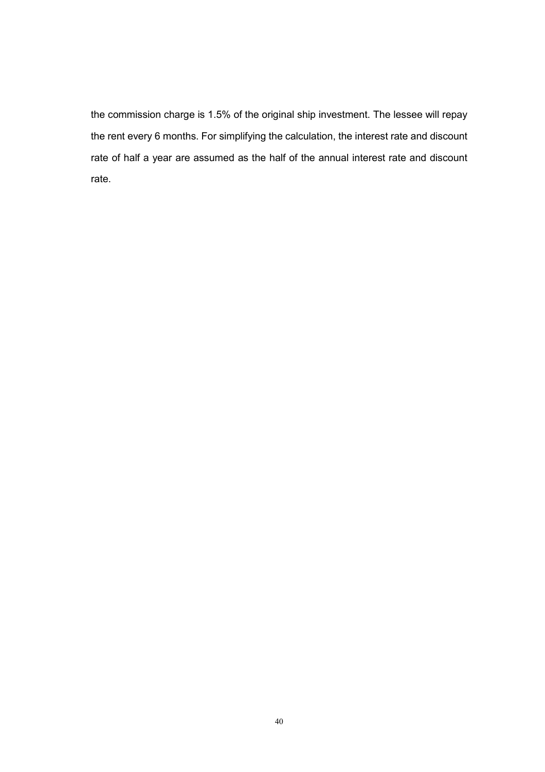the commission charge is 1.5% of the original ship investment. The lessee will repay the rent every 6 months. For simplifying the calculation, the interest rate and discount rate of half a year are assumed as the half of the annual interest rate and discount rate.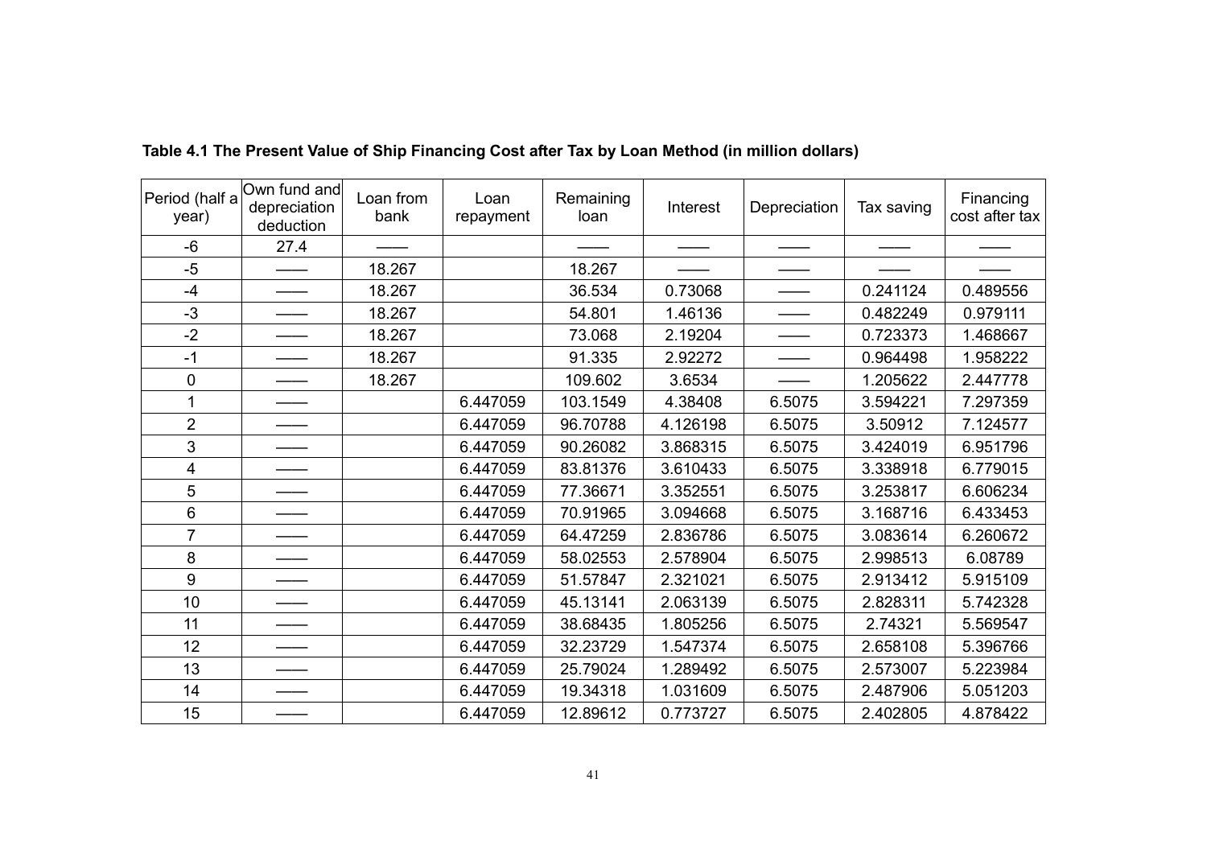**Table 4.1 The Present Value of Ship Financing Cost after Tax by Loan Method (in million dollars)**

| Period (half a year) | Own fund and depreciation deduction | Loan from bank | Loan repayment | Remaining loan | Interest | Depreciation | Tax saving | Financing cost after tax |
|---|---|---|---|---|---|---|---|---|
| -6 | 27.4 | —— | | —— | —— | —— | —— | —— |
| -5 | —— | 18.267 | | 18.267 | —— | —— | —— | —— |
| -4 | —— | 18.267 | | 36.534 | 0.73068 | —— | 0.241124 | 0.489556 |
| -3 | —— | 18.267 | | 54.801 | 1.46136 | —— | 0.482249 | 0.979111 |
| -2 | —— | 18.267 | | 73.068 | 2.19204 | —— | 0.723373 | 1.468667 |
| -1 | —— | 18.267 | | 91.335 | 2.92272 | —— | 0.964498 | 1.958222 |
| 0 | —— | 18.267 | | 109.602 | 3.6534 | —— | 1.205622 | 2.447778 |
| 1 | —— | | 6.447059 | 103.1549 | 4.38408 | 6.5075 | 3.594221 | 7.297359 |
| 2 | —— | | 6.447059 | 96.70788 | 4.126198 | 6.5075 | 3.50912 | 7.124577 |
| 3 | —— | | 6.447059 | 90.26082 | 3.868315 | 6.5075 | 3.424019 | 6.951796 |
| 4 | —— | | 6.447059 | 83.81376 | 3.610433 | 6.5075 | 3.338918 | 6.779015 |
| 5 | —— | | 6.447059 | 77.36671 | 3.352551 | 6.5075 | 3.253817 | 6.606234 |
| 6 | —— | | 6.447059 | 70.91965 | 3.094668 | 6.5075 | 3.168716 | 6.433453 |
| 7 | —— | | 6.447059 | 64.47259 | 2.836786 | 6.5075 | 3.083614 | 6.260672 |
| 8 | —— | | 6.447059 | 58.02553 | 2.578904 | 6.5075 | 2.998513 | 6.08789 |
| 9 | —— | | 6.447059 | 51.57847 | 2.321021 | 6.5075 | 2.913412 | 5.915109 |
| 10 | —— | | 6.447059 | 45.13141 | 2.063139 | 6.5075 | 2.828311 | 5.742328 |
| 11 | —— | | 6.447059 | 38.68435 | 1.805256 | 6.5075 | 2.74321 | 5.569547 |
| 12 | —— | | 6.447059 | 32.23729 | 1.547374 | 6.5075 | 2.658108 | 5.396766 |
| 13 | —— | | 6.447059 | 25.79024 | 1.289492 | 6.5075 | 2.573007 | 5.223984 |
| 14 | —— | | 6.447059 | 19.34318 | 1.031609 | 6.5075 | 2.487906 | 5.051203 |
| 15 | —— | | 6.447059 | 12.89612 | 0.773727 | 6.5075 | 2.402805 | 4.878422 |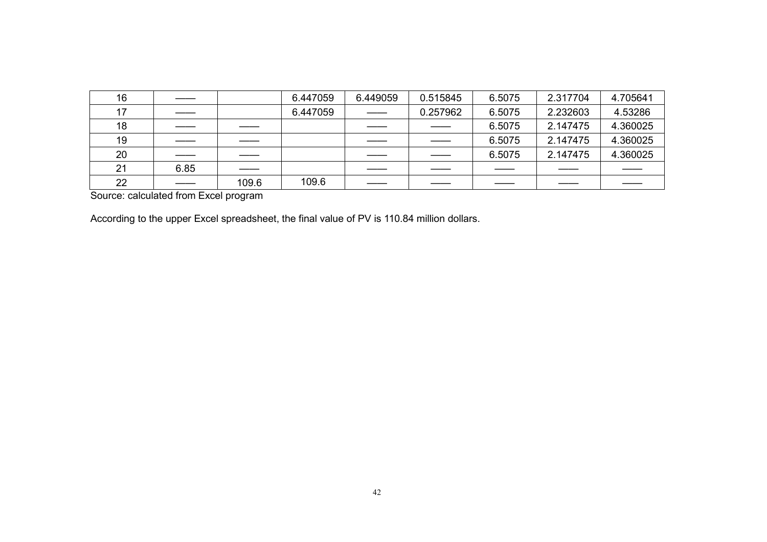| 16 | —— | | 6.447059 | 6.449059 | 0.515845 | 6.5075 | 2.317704 | 4.705641 |
|---|---|---|---|---|---|---|---|---|
| 17 | —— | | 6.447059 | —— | 0.257962 | 6.5075 | 2.232603 | 4.53286 |
| 18 | —— | —— | | —— | —— | 6.5075 | 2.147475 | 4.360025 |
| 19 | —— | —— | | —— | —— | 6.5075 | 2.147475 | 4.360025 |
| 20 | —— | —— | | —— | —— | 6.5075 | 2.147475 | 4.360025 |
| 21 | 6.85 | —— | | —— | —— | —— | —— | —— |
| 22 | —— | 109.6 | 109.6 | —— | —— | —— | —— | —— |

Source: calculated from Excel program

According to the upper Excel spreadsheet, the final value of PV is 110.84 million dollars.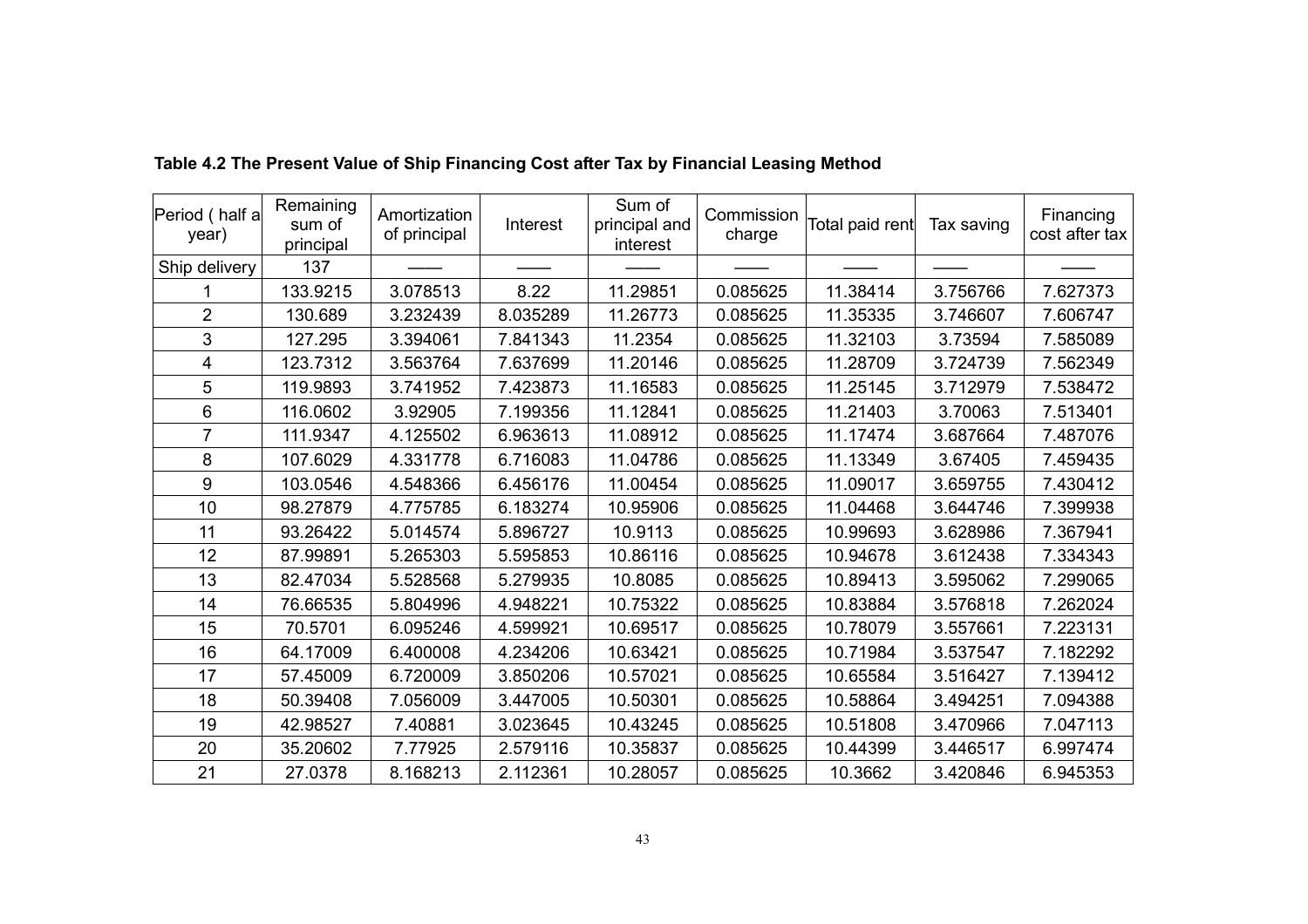**Table 4.2 The Present Value of Ship Financing Cost after Tax by Financial Leasing Method**

| Period ( half a year) | Remaining sum of principal | Amortization of principal | Interest | Sum of principal and interest | Commission charge | Total paid rent | Tax saving | Financing cost after tax |
|---|---|---|---|---|---|---|---|---|
| Ship delivery | 137 | —— | —— | —— | —— | —— | —— | —— |
| 1 | 133.9215 | 3.078513 | 8.22 | 11.29851 | 0.085625 | 11.38414 | 3.756766 | 7.627373 |
| 2 | 130.689 | 3.232439 | 8.035289 | 11.26773 | 0.085625 | 11.35335 | 3.746607 | 7.606747 |
| 3 | 127.295 | 3.394061 | 7.841343 | 11.2354 | 0.085625 | 11.32103 | 3.73594 | 7.585089 |
| 4 | 123.7312 | 3.563764 | 7.637699 | 11.20146 | 0.085625 | 11.28709 | 3.724739 | 7.562349 |
| 5 | 119.9893 | 3.741952 | 7.423873 | 11.16583 | 0.085625 | 11.25145 | 3.712979 | 7.538472 |
| 6 | 116.0602 | 3.92905 | 7.199356 | 11.12841 | 0.085625 | 11.21403 | 3.70063 | 7.513401 |
| 7 | 111.9347 | 4.125502 | 6.963613 | 11.08912 | 0.085625 | 11.17474 | 3.687664 | 7.487076 |
| 8 | 107.6029 | 4.331778 | 6.716083 | 11.04786 | 0.085625 | 11.13349 | 3.67405 | 7.459435 |
| 9 | 103.0546 | 4.548366 | 6.456176 | 11.00454 | 0.085625 | 11.09017 | 3.659755 | 7.430412 |
| 10 | 98.27879 | 4.775785 | 6.183274 | 10.95906 | 0.085625 | 11.04468 | 3.644746 | 7.399938 |
| 11 | 93.26422 | 5.014574 | 5.896727 | 10.9113 | 0.085625 | 10.99693 | 3.628986 | 7.367941 |
| 12 | 87.99891 | 5.265303 | 5.595853 | 10.86116 | 0.085625 | 10.94678 | 3.612438 | 7.334343 |
| 13 | 82.47034 | 5.528568 | 5.279935 | 10.8085 | 0.085625 | 10.89413 | 3.595062 | 7.299065 |
| 14 | 76.66535 | 5.804996 | 4.948221 | 10.75322 | 0.085625 | 10.83884 | 3.576818 | 7.262024 |
| 15 | 70.5701 | 6.095246 | 4.599921 | 10.69517 | 0.085625 | 10.78079 | 3.557661 | 7.223131 |
| 16 | 64.17009 | 6.400008 | 4.234206 | 10.63421 | 0.085625 | 10.71984 | 3.537547 | 7.182292 |
| 17 | 57.45009 | 6.720009 | 3.850206 | 10.57021 | 0.085625 | 10.65584 | 3.516427 | 7.139412 |
| 18 | 50.39408 | 7.056009 | 3.447005 | 10.50301 | 0.085625 | 10.58864 | 3.494251 | 7.094388 |
| 19 | 42.98527 | 7.40881 | 3.023645 | 10.43245 | 0.085625 | 10.51808 | 3.470966 | 7.047113 |
| 20 | 35.20602 | 7.77925 | 2.579116 | 10.35837 | 0.085625 | 10.44399 | 3.446517 | 6.997474 |
| 21 | 27.0378 | 8.168213 | 2.112361 | 10.28057 | 0.085625 | 10.3662 | 3.420846 | 6.945353 |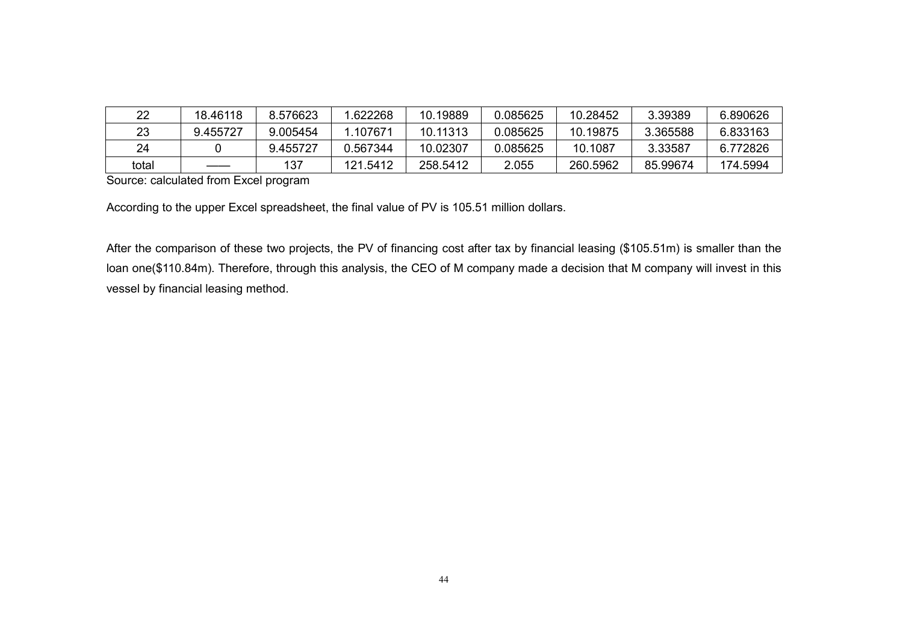| 22 | 18.46118 | 8.576623 | 1.622268 | 10.19889 | 0.085625 | 10.28452 | 3.39389 | 6.890626 |
|---|---|---|---|---|---|---|---|---|
| 23 | 9.455727 | 9.005454 | 1.107671 | 10.11313 | 0.085625 | 10.19875 | 3.365588 | 6.833163 |
| 24 | 0 | 9.455727 | 0.567344 | 10.02307 | 0.085625 | 10.1087 | 3.33587 | 6.772826 |
| total | —— | 137 | 121.5412 | 258.5412 | 2.055 | 260.5962 | 85.99674 | 174.5994 |

Source: calculated from Excel program

According to the upper Excel spreadsheet, the final value of PV is 105.51 million dollars.

After the comparison of these two projects, the PV of financing cost after tax by financial leasing ($105.51m) is smaller than the loan one($110.84m). Therefore, through this analysis, the CEO of M company made a decision that M company will invest in this vessel by financial leasing method.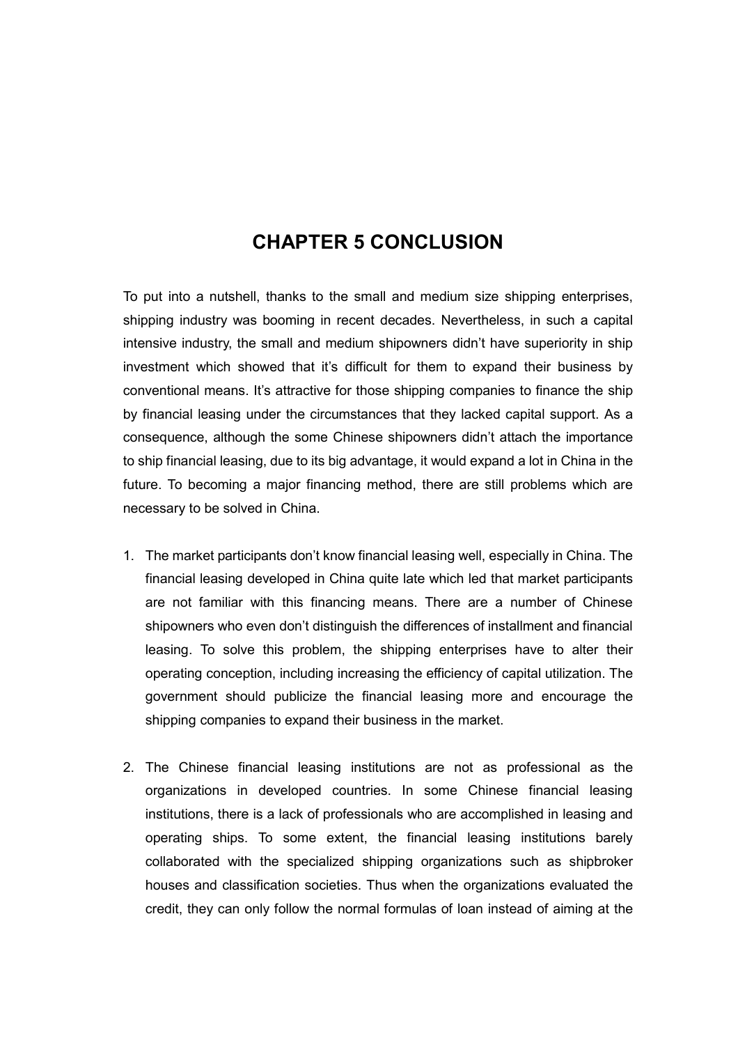# CHAPTER 5 CONCLUSION

To put into a nutshell, thanks to the small and medium size shipping enterprises, shipping industry was booming in recent decades. Nevertheless, in such a capital intensive industry, the small and medium shipowners didn't have superiority in ship investment which showed that it's difficult for them to expand their business by conventional means. It's attractive for those shipping companies to finance the ship by financial leasing under the circumstances that they lacked capital support. As a consequence, although the some Chinese shipowners didn't attach the importance to ship financial leasing, due to its big advantage, it would expand a lot in China in the future. To becoming a major financing method, there are still problems which are necessary to be solved in China.

1. The market participants don't know financial leasing well, especially in China. The financial leasing developed in China quite late which led that market participants are not familiar with this financing means. There are a number of Chinese shipowners who even don't distinguish the differences of installment and financial leasing. To solve this problem, the shipping enterprises have to alter their operating conception, including increasing the efficiency of capital utilization. The government should publicize the financial leasing more and encourage the shipping companies to expand their business in the market.

2. The Chinese financial leasing institutions are not as professional as the organizations in developed countries. In some Chinese financial leasing institutions, there is a lack of professionals who are accomplished in leasing and operating ships. To some extent, the financial leasing institutions barely collaborated with the specialized shipping organizations such as shipbroker houses and classification societies. Thus when the organizations evaluated the credit, they can only follow the normal formulas of loan instead of aiming at the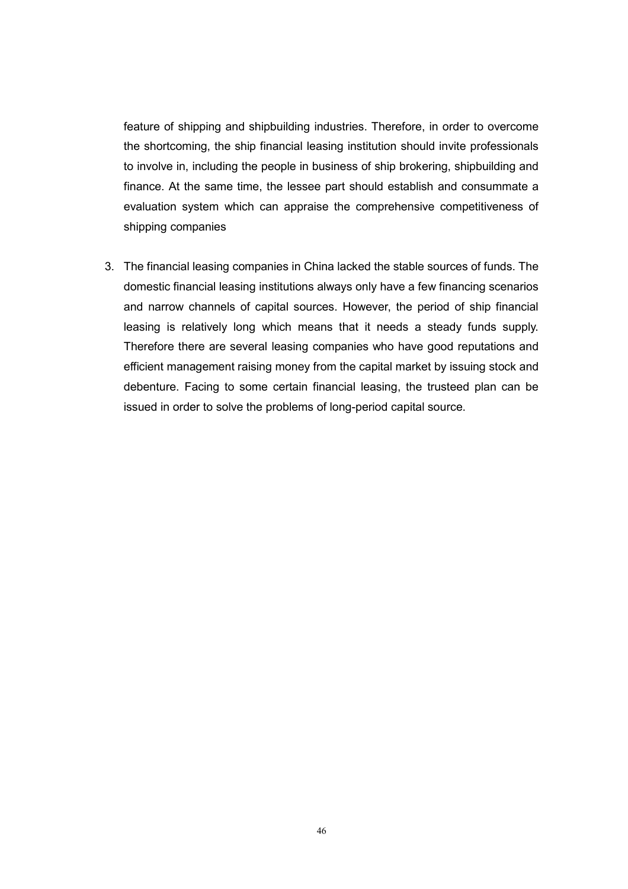feature of shipping and shipbuilding industries. Therefore, in order to overcome the shortcoming, the ship financial leasing institution should invite professionals to involve in, including the people in business of ship brokering, shipbuilding and finance. At the same time, the lessee part should establish and consummate a evaluation system which can appraise the comprehensive competitiveness of shipping companies

3. The financial leasing companies in China lacked the stable sources of funds. The domestic financial leasing institutions always only have a few financing scenarios and narrow channels of capital sources. However, the period of ship financial leasing is relatively long which means that it needs a steady funds supply. Therefore there are several leasing companies who have good reputations and efficient management raising money from the capital market by issuing stock and debenture. Facing to some certain financial leasing, the trusteed plan can be issued in order to solve the problems of long-period capital source.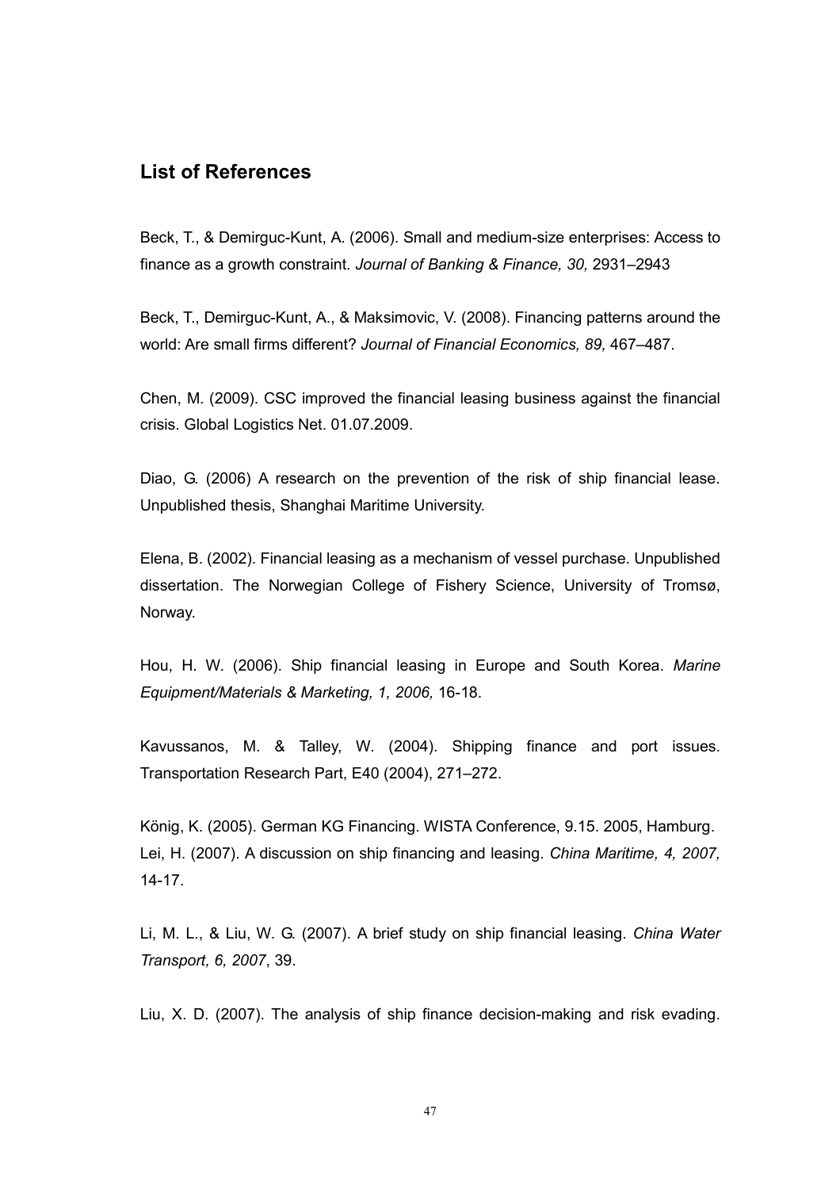## List of References

Beck, T., & Demirguc-Kunt, A. (2006). Small and medium-size enterprises: Access to finance as a growth constraint. *Journal of Banking & Finance, 30,* 2931–2943

Beck, T., Demirguc-Kunt, A., & Maksimovic, V. (2008). Financing patterns around the world: Are small firms different? *Journal of Financial Economics, 89,* 467–487.

Chen, M. (2009). CSC improved the financial leasing business against the financial crisis. Global Logistics Net. 01.07.2009.

Diao, G. (2006) A research on the prevention of the risk of ship financial lease. Unpublished thesis, Shanghai Maritime University.

Elena, B. (2002). Financial leasing as a mechanism of vessel purchase. Unpublished dissertation. The Norwegian College of Fishery Science, University of Tromsø, Norway.

Hou, H. W. (2006). Ship financial leasing in Europe and South Korea. *Marine Equipment/Materials & Marketing, 1, 2006,* 16-18.

Kavussanos, M. & Talley, W. (2004). Shipping finance and port issues. Transportation Research Part, E40 (2004), 271–272.

König, K. (2005). German KG Financing. WISTA Conference, 9.15. 2005, Hamburg.

Lei, H. (2007). A discussion on ship financing and leasing. *China Maritime, 4, 2007,* 14-17.

Li, M. L., & Liu, W. G. (2007). A brief study on ship financial leasing. *China Water Transport, 6, 2007*, 39.

Liu, X. D. (2007). The analysis of ship finance decision-making and risk evading.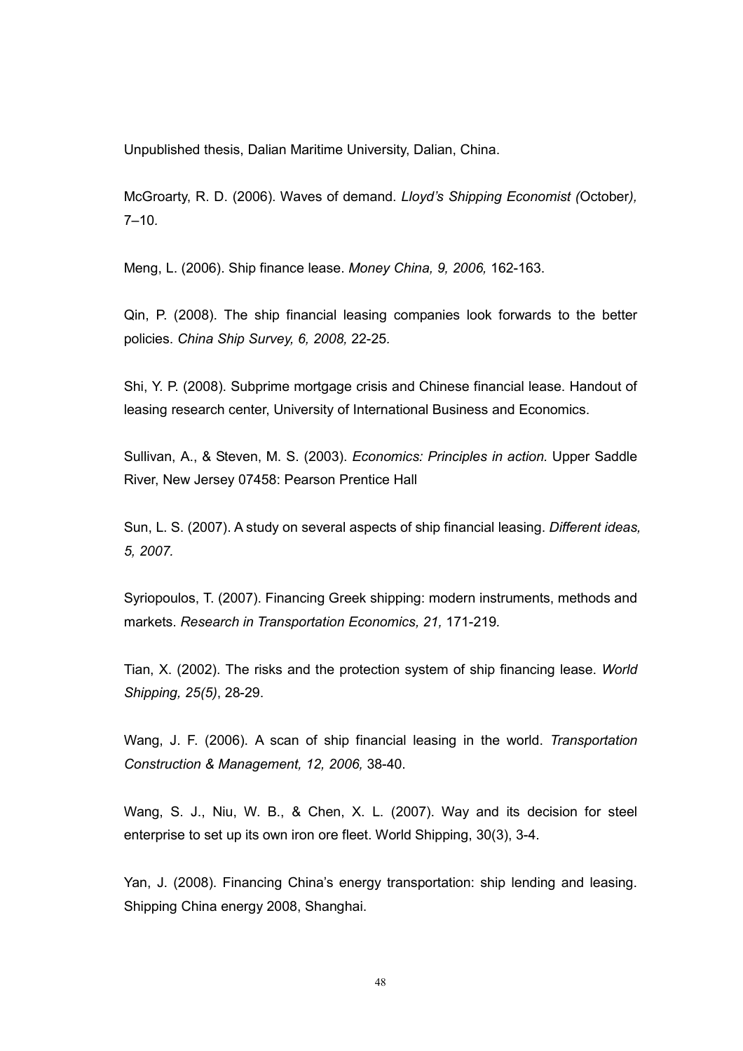Unpublished thesis, Dalian Maritime University, Dalian, China.

McGroarty, R. D. (2006). Waves of demand. *Lloyd's Shipping Economist (*October*),* 7–10.

Meng, L. (2006). Ship finance lease. *Money China, 9, 2006,* 162-163.

Qin, P. (2008). The ship financial leasing companies look forwards to the better policies. *China Ship Survey, 6, 2008,* 22-25*.*

Shi, Y. P. (2008). Subprime mortgage crisis and Chinese financial lease. Handout of leasing research center, University of International Business and Economics.

Sullivan, A., & Steven, M. S. (2003). *Economics: Principles in action.* Upper Saddle River, New Jersey 07458: Pearson Prentice Hall

Sun, L. S. (2007). A study on several aspects of ship financial leasing. *Different ideas, 5, 2007.*

Syriopoulos, T. (2007). Financing Greek shipping: modern instruments, methods and markets. *Research in Transportation Economics, 21,* 171-219*.*

Tian, X. (2002). The risks and the protection system of ship financing lease. *World Shipping, 25(5)*, 28-29.

Wang, J. F. (2006). A scan of ship financial leasing in the world. *Transportation Construction & Management, 12, 2006,* 38-40.

Wang, S. J., Niu, W. B., & Chen, X. L. (2007). Way and its decision for steel enterprise to set up its own iron ore fleet. World Shipping, 30(3), 3-4.

Yan, J. (2008). Financing China's energy transportation: ship lending and leasing. Shipping China energy 2008, Shanghai.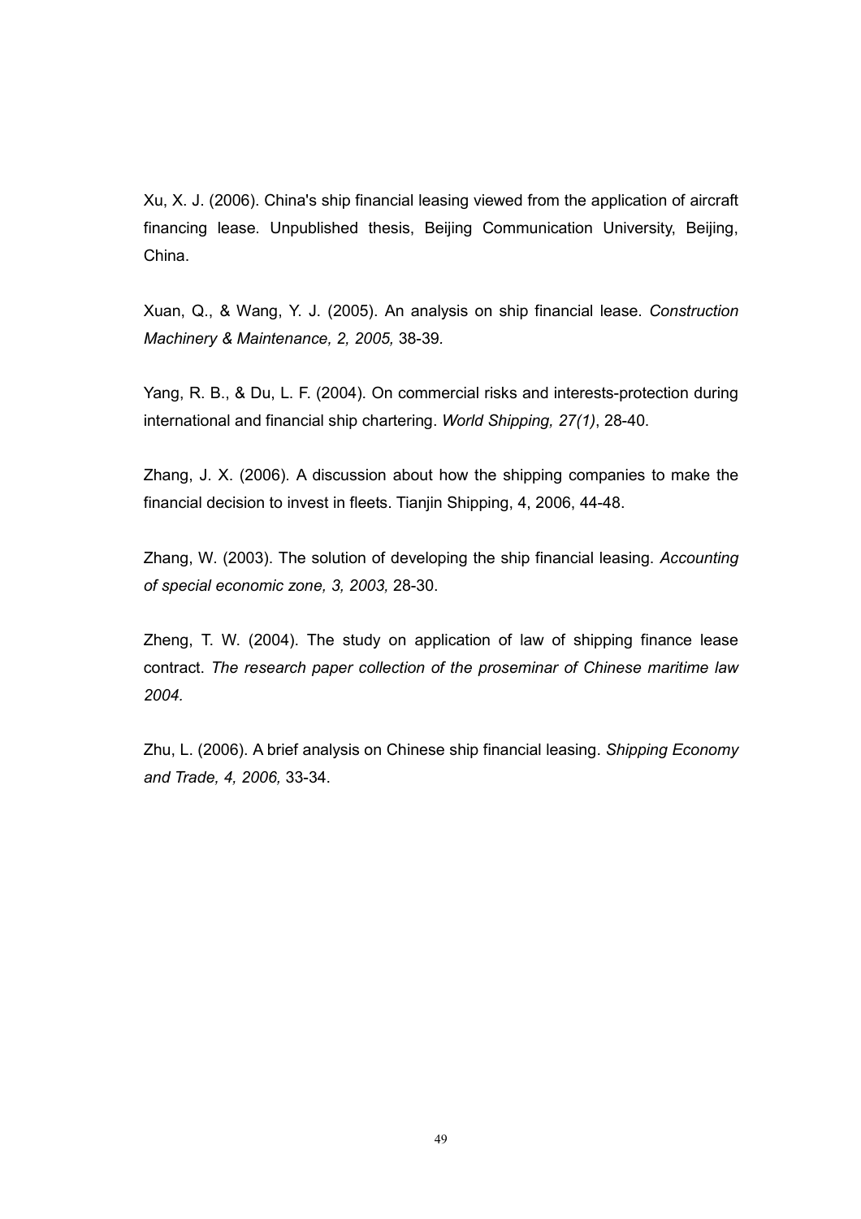Xu, X. J. (2006). China's ship financial leasing viewed from the application of aircraft financing lease. Unpublished thesis, Beijing Communication University, Beijing, China.

Xuan, Q., & Wang, Y. J. (2005). An analysis on ship financial lease. *Construction Machinery & Maintenance, 2, 2005,* 38-39.

Yang, R. B., & Du, L. F. (2004). On commercial risks and interests-protection during international and financial ship chartering. *World Shipping, 27(1)*, 28-40.

Zhang, J. X. (2006). A discussion about how the shipping companies to make the financial decision to invest in fleets. Tianjin Shipping, 4, 2006, 44-48.

Zhang, W. (2003). The solution of developing the ship financial leasing. *Accounting of special economic zone, 3, 2003,* 28-30.

Zheng, T. W. (2004). The study on application of law of shipping finance lease contract. *The research paper collection of the proseminar of Chinese maritime law 2004.*

Zhu, L. (2006). A brief analysis on Chinese ship financial leasing. *Shipping Economy and Trade, 4, 2006,* 33-34.